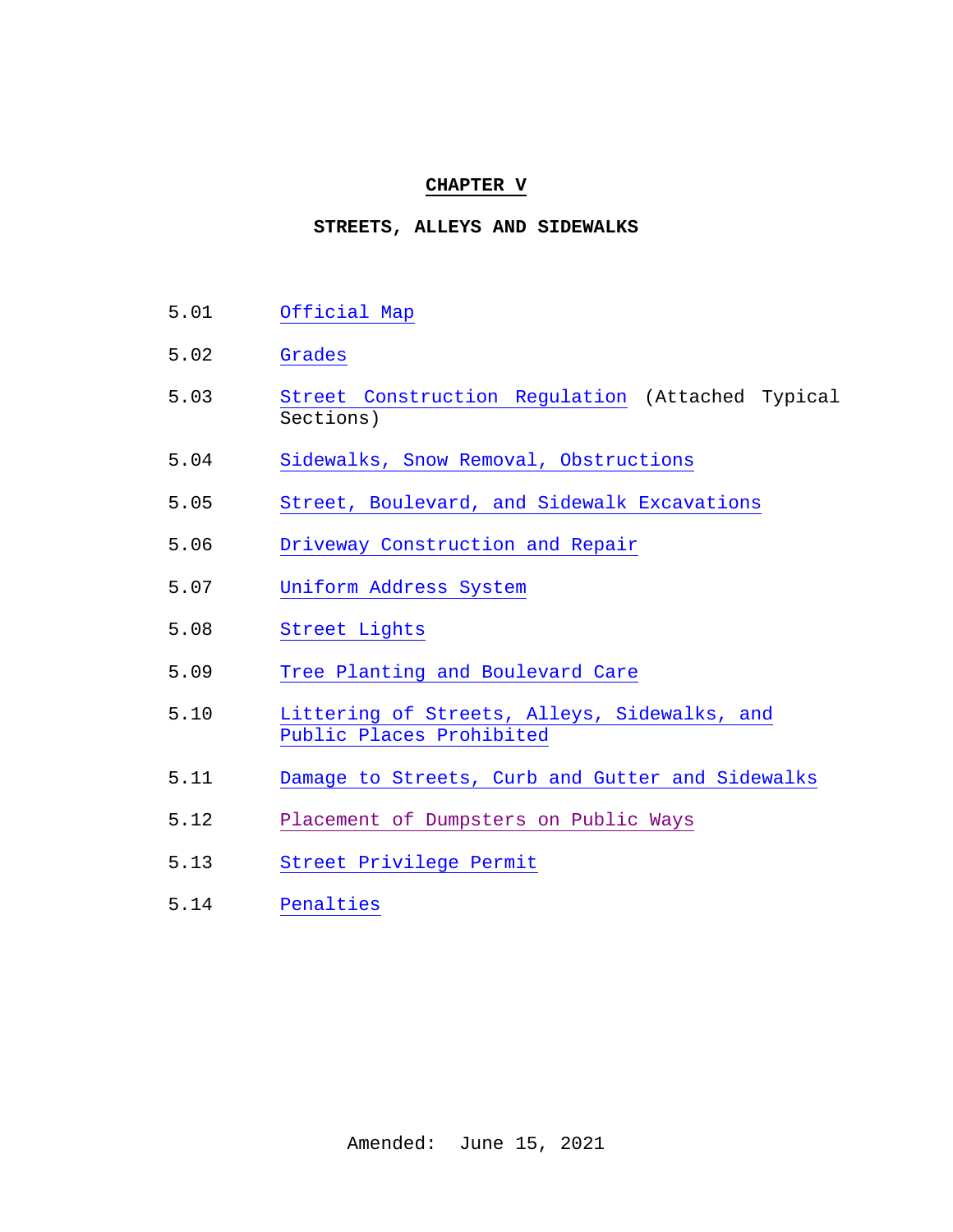# CHAPTER V

## STREETS, ALLEYS AND SIDEWALKS

5.01 Official Map

5.02 Grades

5.03 Street Construction Regulation (Attached Typical Sections)

5.04 Sidewalks, Snow Removal, Obstructions

5.05 Street, Boulevard, and Sidewalk Excavations

5.06 Driveway Construction and Repair

5.07 Uniform Address System

5.08 Street Lights

5.09 Tree Planting and Boulevard Care

5.10 Littering of Streets, Alleys, Sidewalks, and Public Places Prohibited

5.11 Damage to Streets, Curb and Gutter and Sidewalks

5.12 Placement of Dumpsters on Public Ways

5.13 Street Privilege Permit

5.14 Penalties

Amended: June 15, 2021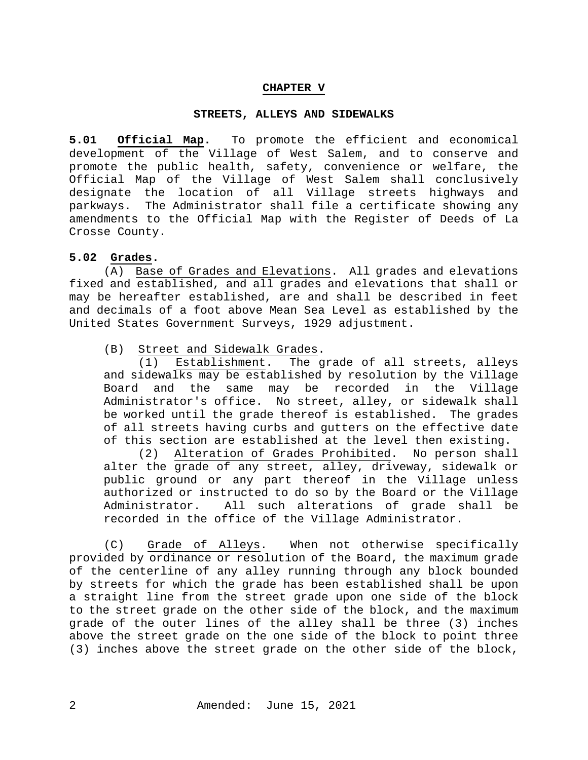# CHAPTER V

## STREETS, ALLEYS AND SIDEWALKS

**5.01 Official Map.** To promote the efficient and economical development of the Village of West Salem, and to conserve and promote the public health, safety, convenience or welfare, the Official Map of the Village of West Salem shall conclusively designate the location of all Village streets highways and parkways. The Administrator shall file a certificate showing any amendments to the Official Map with the Register of Deeds of La Crosse County.

**5.02 Grades.**

(A) Base of Grades and Elevations. All grades and elevations fixed and established, and all grades and elevations that shall or may be hereafter established, are and shall be described in feet and decimals of a foot above Mean Sea Level as established by the United States Government Surveys, 1929 adjustment.

(B) Street and Sidewalk Grades.

(1) Establishment. The grade of all streets, alleys and sidewalks may be established by resolution by the Village Board and the same may be recorded in the Village Administrator's office. No street, alley, or sidewalk shall be worked until the grade thereof is established. The grades of all streets having curbs and gutters on the effective date of this section are established at the level then existing.

(2) Alteration of Grades Prohibited. No person shall alter the grade of any street, alley, driveway, sidewalk or public ground or any part thereof in the Village unless authorized or instructed to do so by the Board or the Village Administrator. All such alterations of grade shall be recorded in the office of the Village Administrator.

(C) Grade of Alleys. When not otherwise specifically provided by ordinance or resolution of the Board, the maximum grade of the centerline of any alley running through any block bounded by streets for which the grade has been established shall be upon a straight line from the street grade upon one side of the block to the street grade on the other side of the block, and the maximum grade of the outer lines of the alley shall be three (3) inches above the street grade on the one side of the block to point three (3) inches above the street grade on the other side of the block,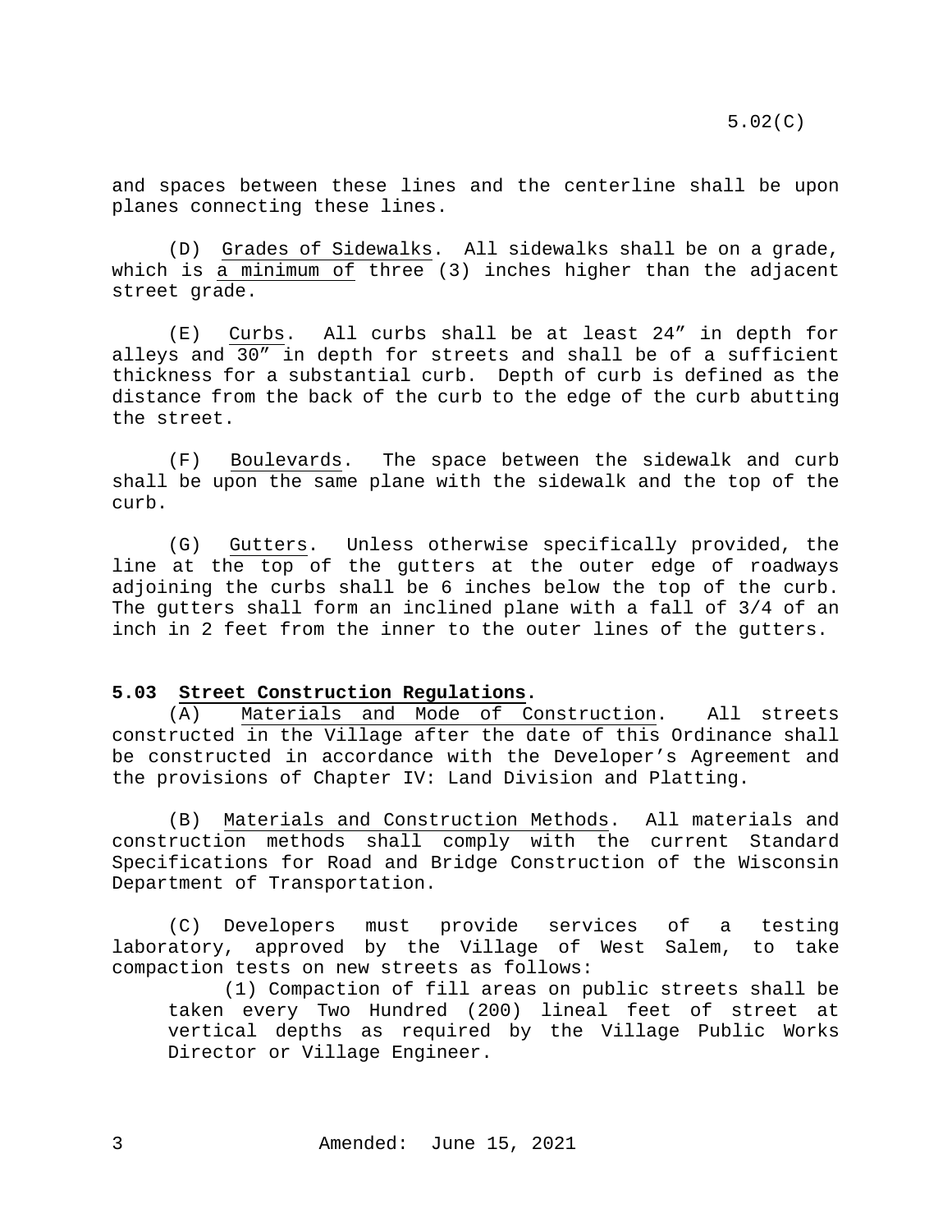and spaces between these lines and the centerline shall be upon planes connecting these lines.

(D) Grades of Sidewalks. All sidewalks shall be on a grade, which is a minimum of three (3) inches higher than the adjacent street grade.

(E) Curbs. All curbs shall be at least 24” in depth for alleys and 30” in depth for streets and shall be of a sufficient thickness for a substantial curb. Depth of curb is defined as the distance from the back of the curb to the edge of the curb abutting the street.

(F) Boulevards. The space between the sidewalk and curb shall be upon the same plane with the sidewalk and the top of the curb.

(G) Gutters. Unless otherwise specifically provided, the line at the top of the gutters at the outer edge of roadways adjoining the curbs shall be 6 inches below the top of the curb. The gutters shall form an inclined plane with a fall of 3/4 of an inch in 2 feet from the inner to the outer lines of the gutters.

**5.03 Street Construction Regulations.**

(A) Materials and Mode of Construction. All streets constructed in the Village after the date of this Ordinance shall be constructed in accordance with the Developer’s Agreement and the provisions of Chapter IV: Land Division and Platting.

(B) Materials and Construction Methods. All materials and construction methods shall comply with the current Standard Specifications for Road and Bridge Construction of the Wisconsin Department of Transportation.

(C) Developers must provide services of a testing laboratory, approved by the Village of West Salem, to take compaction tests on new streets as follows:

(1) Compaction of fill areas on public streets shall be taken every Two Hundred (200) lineal feet of street at vertical depths as required by the Village Public Works Director or Village Engineer.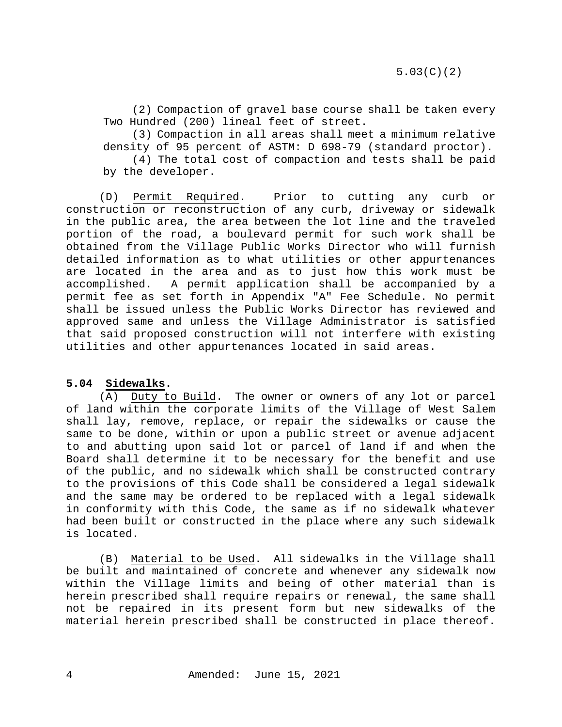(2) Compaction of gravel base course shall be taken every Two Hundred (200) lineal feet of street.

(3) Compaction in all areas shall meet a minimum relative density of 95 percent of ASTM: D 698-79 (standard proctor).

(4) The total cost of compaction and tests shall be paid by the developer.

(D) Permit Required. Prior to cutting any curb or construction or reconstruction of any curb, driveway or sidewalk in the public area, the area between the lot line and the traveled portion of the road, a boulevard permit for such work shall be obtained from the Village Public Works Director who will furnish detailed information as to what utilities or other appurtenances are located in the area and as to just how this work must be accomplished. A permit application shall be accompanied by a permit fee as set forth in Appendix "A" Fee Schedule. No permit shall be issued unless the Public Works Director has reviewed and approved same and unless the Village Administrator is satisfied that said proposed construction will not interfere with existing utilities and other appurtenances located in said areas.

## 5.04 Sidewalks.

(A) Duty to Build. The owner or owners of any lot or parcel of land within the corporate limits of the Village of West Salem shall lay, remove, replace, or repair the sidewalks or cause the same to be done, within or upon a public street or avenue adjacent to and abutting upon said lot or parcel of land if and when the Board shall determine it to be necessary for the benefit and use of the public, and no sidewalk which shall be constructed contrary to the provisions of this Code shall be considered a legal sidewalk and the same may be ordered to be replaced with a legal sidewalk in conformity with this Code, the same as if no sidewalk whatever had been built or constructed in the place where any such sidewalk is located.

(B) Material to be Used. All sidewalks in the Village shall be built and maintained of concrete and whenever any sidewalk now within the Village limits and being of other material than is herein prescribed shall require repairs or renewal, the same shall not be repaired in its present form but new sidewalks of the material herein prescribed shall be constructed in place thereof.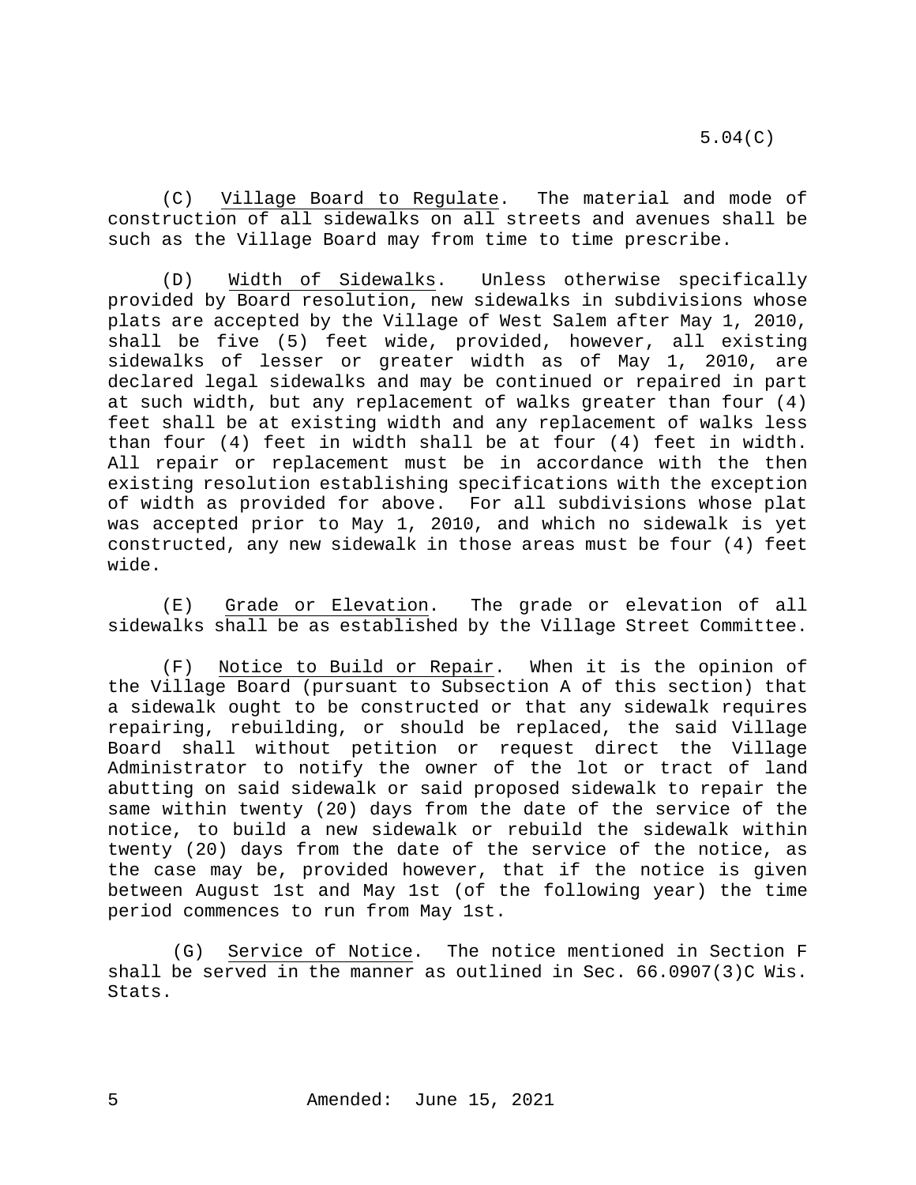(C) Village Board to Regulate. The material and mode of construction of all sidewalks on all streets and avenues shall be such as the Village Board may from time to time prescribe.

(D) Width of Sidewalks. Unless otherwise specifically provided by Board resolution, new sidewalks in subdivisions whose plats are accepted by the Village of West Salem after May 1, 2010, shall be five (5) feet wide, provided, however, all existing sidewalks of lesser or greater width as of May 1, 2010, are declared legal sidewalks and may be continued or repaired in part at such width, but any replacement of walks greater than four (4) feet shall be at existing width and any replacement of walks less than four (4) feet in width shall be at four (4) feet in width. All repair or replacement must be in accordance with the then existing resolution establishing specifications with the exception of width as provided for above. For all subdivisions whose plat was accepted prior to May 1, 2010, and which no sidewalk is yet constructed, any new sidewalk in those areas must be four (4) feet wide.

(E) Grade or Elevation. The grade or elevation of all sidewalks shall be as established by the Village Street Committee.

(F) Notice to Build or Repair. When it is the opinion of the Village Board (pursuant to Subsection A of this section) that a sidewalk ought to be constructed or that any sidewalk requires repairing, rebuilding, or should be replaced, the said Village Board shall without petition or request direct the Village Administrator to notify the owner of the lot or tract of land abutting on said sidewalk or said proposed sidewalk to repair the same within twenty (20) days from the date of the service of the notice, to build a new sidewalk or rebuild the sidewalk within twenty (20) days from the date of the service of the notice, as the case may be, provided however, that if the notice is given between August 1st and May 1st (of the following year) the time period commences to run from May 1st.

(G) Service of Notice. The notice mentioned in Section F shall be served in the manner as outlined in Sec. 66.0907(3)C Wis. Stats.

Amended: June 15, 2021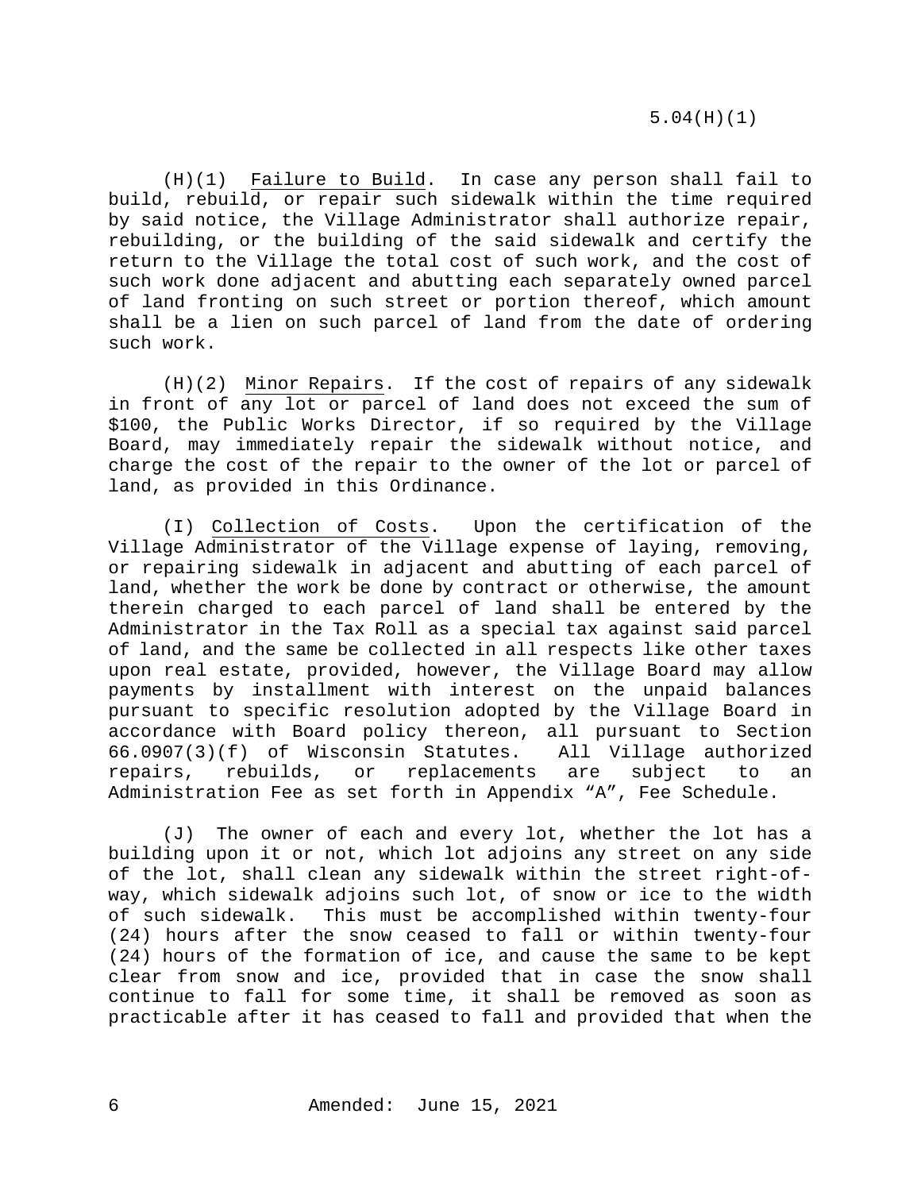(H)(1) Failure to Build. In case any person shall fail to build, rebuild, or repair such sidewalk within the time required by said notice, the Village Administrator shall authorize repair, rebuilding, or the building of the said sidewalk and certify the return to the Village the total cost of such work, and the cost of such work done adjacent and abutting each separately owned parcel of land fronting on such street or portion thereof, which amount shall be a lien on such parcel of land from the date of ordering such work.

(H)(2) Minor Repairs. If the cost of repairs of any sidewalk in front of any lot or parcel of land does not exceed the sum of $100, the Public Works Director, if so required by the Village Board, may immediately repair the sidewalk without notice, and charge the cost of the repair to the owner of the lot or parcel of land, as provided in this Ordinance.

(I) Collection of Costs. Upon the certification of the Village Administrator of the Village expense of laying, removing, or repairing sidewalk in adjacent and abutting of each parcel of land, whether the work be done by contract or otherwise, the amount therein charged to each parcel of land shall be entered by the Administrator in the Tax Roll as a special tax against said parcel of land, and the same be collected in all respects like other taxes upon real estate, provided, however, the Village Board may allow payments by installment with interest on the unpaid balances pursuant to specific resolution adopted by the Village Board in accordance with Board policy thereon, all pursuant to Section 66.0907(3)(f) of Wisconsin Statutes. All Village authorized repairs, rebuilds, or replacements are subject to an Administration Fee as set forth in Appendix "A", Fee Schedule.

(J) The owner of each and every lot, whether the lot has a building upon it or not, which lot adjoins any street on any side of the lot, shall clean any sidewalk within the street right-of-way, which sidewalk adjoins such lot, of snow or ice to the width of such sidewalk. This must be accomplished within twenty-four (24) hours after the snow ceased to fall or within twenty-four (24) hours of the formation of ice, and cause the same to be kept clear from snow and ice, provided that in case the snow shall continue to fall for some time, it shall be removed as soon as practicable after it has ceased to fall and provided that when the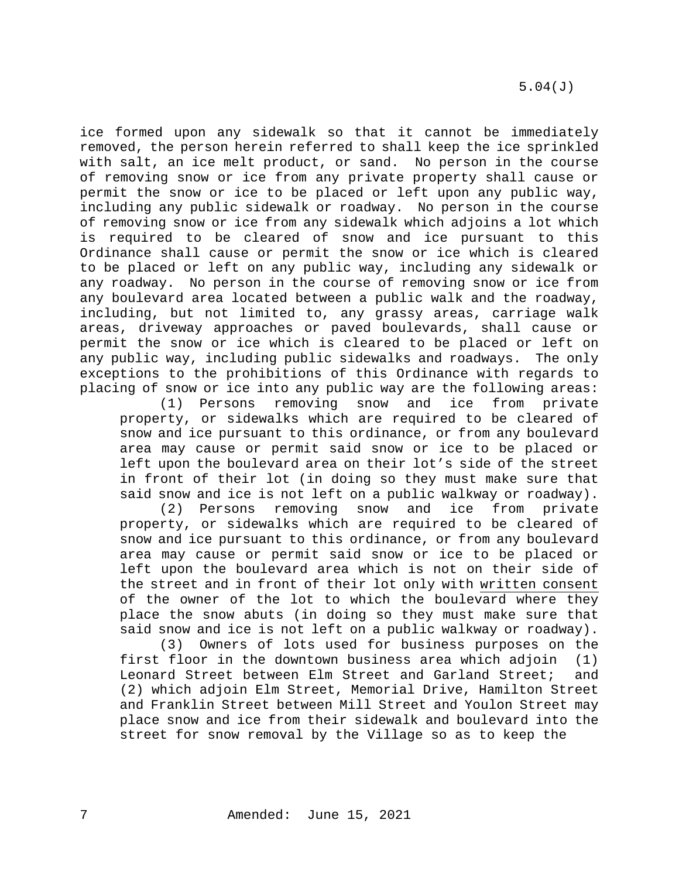ice formed upon any sidewalk so that it cannot be immediately removed, the person herein referred to shall keep the ice sprinkled with salt, an ice melt product, or sand. No person in the course of removing snow or ice from any private property shall cause or permit the snow or ice to be placed or left upon any public way, including any public sidewalk or roadway. No person in the course of removing snow or ice from any sidewalk which adjoins a lot which is required to be cleared of snow and ice pursuant to this Ordinance shall cause or permit the snow or ice which is cleared to be placed or left on any public way, including any sidewalk or any roadway. No person in the course of removing snow or ice from any boulevard area located between a public walk and the roadway, including, but not limited to, any grassy areas, carriage walk areas, driveway approaches or paved boulevards, shall cause or permit the snow or ice which is cleared to be placed or left on any public way, including public sidewalks and roadways. The only exceptions to the prohibitions of this Ordinance with regards to placing of snow or ice into any public way are the following areas:

(1) Persons removing snow and ice from private property, or sidewalks which are required to be cleared of snow and ice pursuant to this ordinance, or from any boulevard area may cause or permit said snow or ice to be placed or left upon the boulevard area on their lot's side of the street in front of their lot (in doing so they must make sure that said snow and ice is not left on a public walkway or roadway).

(2) Persons removing snow and ice from private property, or sidewalks which are required to be cleared of snow and ice pursuant to this ordinance, or from any boulevard area may cause or permit said snow or ice to be placed or left upon the boulevard area which is not on their side of the street and in front of their lot only with written consent of the owner of the lot to which the boulevard where they place the snow abuts (in doing so they must make sure that said snow and ice is not left on a public walkway or roadway).

(3) Owners of lots used for business purposes on the first floor in the downtown business area which adjoin (1) Leonard Street between Elm Street and Garland Street; and (2) which adjoin Elm Street, Memorial Drive, Hamilton Street and Franklin Street between Mill Street and Youlon Street may place snow and ice from their sidewalk and boulevard into the street for snow removal by the Village so as to keep the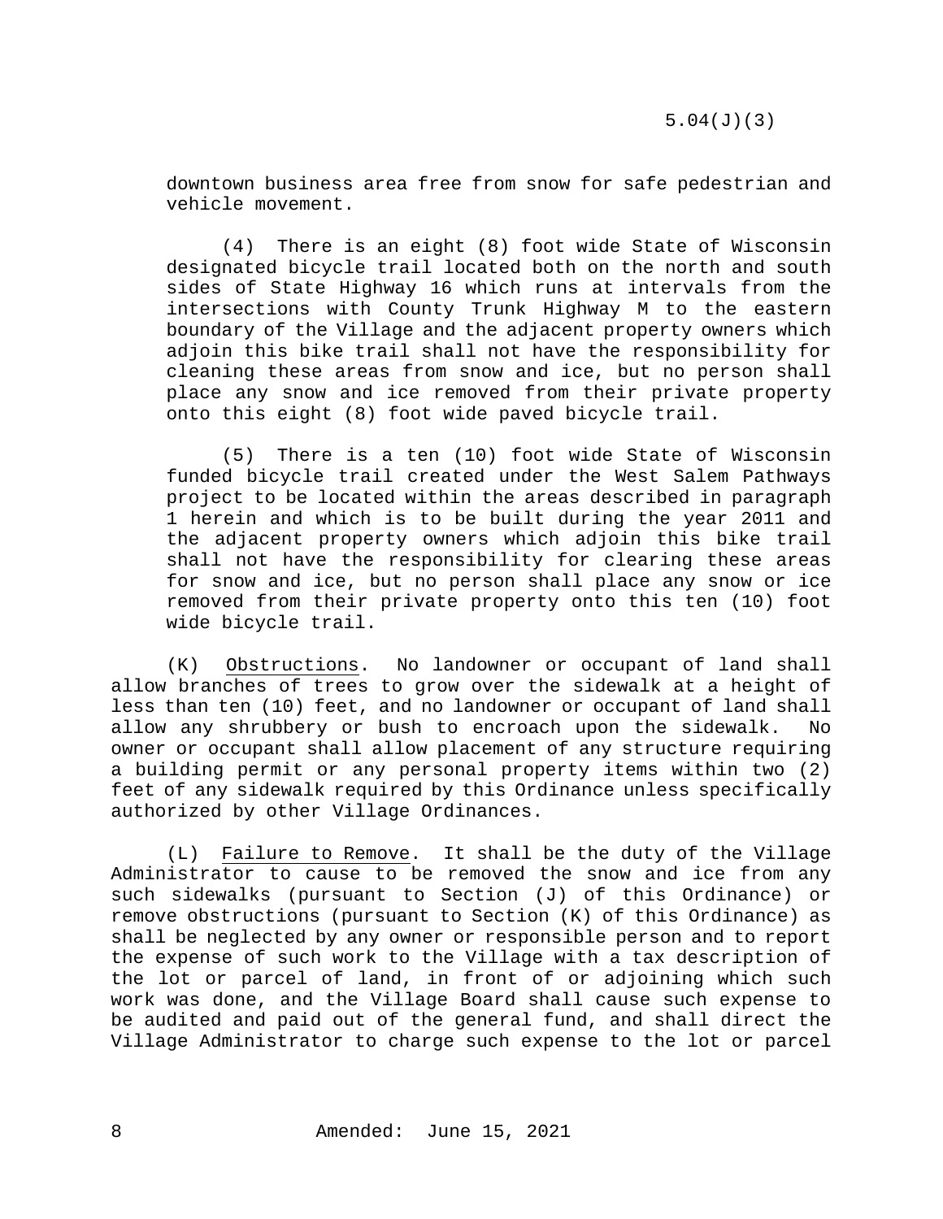downtown business area free from snow for safe pedestrian and vehicle movement.

(4) There is an eight (8) foot wide State of Wisconsin designated bicycle trail located both on the north and south sides of State Highway 16 which runs at intervals from the intersections with County Trunk Highway M to the eastern boundary of the Village and the adjacent property owners which adjoin this bike trail shall not have the responsibility for cleaning these areas from snow and ice, but no person shall place any snow and ice removed from their private property onto this eight (8) foot wide paved bicycle trail.

(5) There is a ten (10) foot wide State of Wisconsin funded bicycle trail created under the West Salem Pathways project to be located within the areas described in paragraph 1 herein and which is to be built during the year 2011 and the adjacent property owners which adjoin this bike trail shall not have the responsibility for clearing these areas for snow and ice, but no person shall place any snow or ice removed from their private property onto this ten (10) foot wide bicycle trail.

(K) Obstructions. No landowner or occupant of land shall allow branches of trees to grow over the sidewalk at a height of less than ten (10) feet, and no landowner or occupant of land shall allow any shrubbery or bush to encroach upon the sidewalk. No owner or occupant shall allow placement of any structure requiring a building permit or any personal property items within two (2) feet of any sidewalk required by this Ordinance unless specifically authorized by other Village Ordinances.

(L) Failure to Remove. It shall be the duty of the Village Administrator to cause to be removed the snow and ice from any such sidewalks (pursuant to Section (J) of this Ordinance) or remove obstructions (pursuant to Section (K) of this Ordinance) as shall be neglected by any owner or responsible person and to report the expense of such work to the Village with a tax description of the lot or parcel of land, in front of or adjoining which such work was done, and the Village Board shall cause such expense to be audited and paid out of the general fund, and shall direct the Village Administrator to charge such expense to the lot or parcel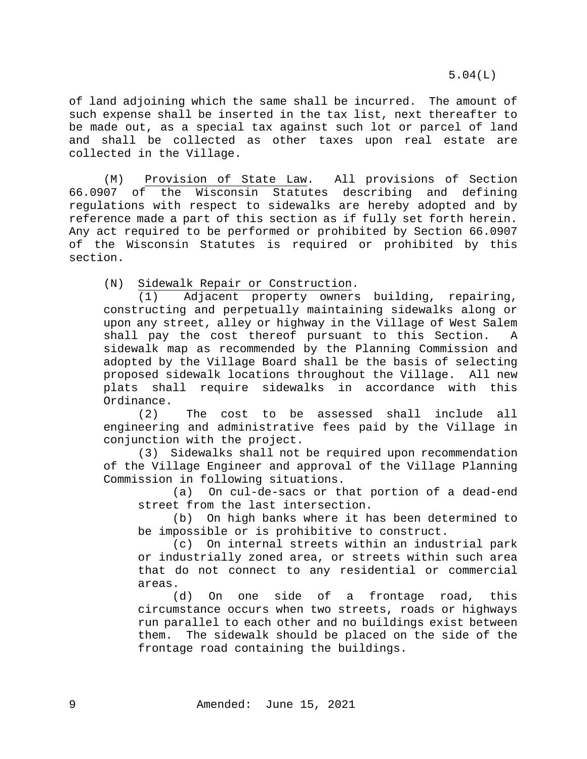of land adjoining which the same shall be incurred. The amount of such expense shall be inserted in the tax list, next thereafter to be made out, as a special tax against such lot or parcel of land and shall be collected as other taxes upon real estate are collected in the Village.

(M) Provision of State Law. All provisions of Section 66.0907 of the Wisconsin Statutes describing and defining regulations with respect to sidewalks are hereby adopted and by reference made a part of this section as if fully set forth herein. Any act required to be performed or prohibited by Section 66.0907 of the Wisconsin Statutes is required or prohibited by this section.

(N) Sidewalk Repair or Construction.

(1) Adjacent property owners building, repairing, constructing and perpetually maintaining sidewalks along or upon any street, alley or highway in the Village of West Salem shall pay the cost thereof pursuant to this Section. A sidewalk map as recommended by the Planning Commission and adopted by the Village Board shall be the basis of selecting proposed sidewalk locations throughout the Village. All new plats shall require sidewalks in accordance with this Ordinance.

(2) The cost to be assessed shall include all engineering and administrative fees paid by the Village in conjunction with the project.

(3) Sidewalks shall not be required upon recommendation of the Village Engineer and approval of the Village Planning Commission in following situations.

(a) On cul-de-sacs or that portion of a dead-end street from the last intersection.

(b) On high banks where it has been determined to be impossible or is prohibitive to construct.

(c) On internal streets within an industrial park or industrially zoned area, or streets within such area that do not connect to any residential or commercial areas.

(d) On one side of a frontage road, this circumstance occurs when two streets, roads or highways run parallel to each other and no buildings exist between them. The sidewalk should be placed on the side of the frontage road containing the buildings.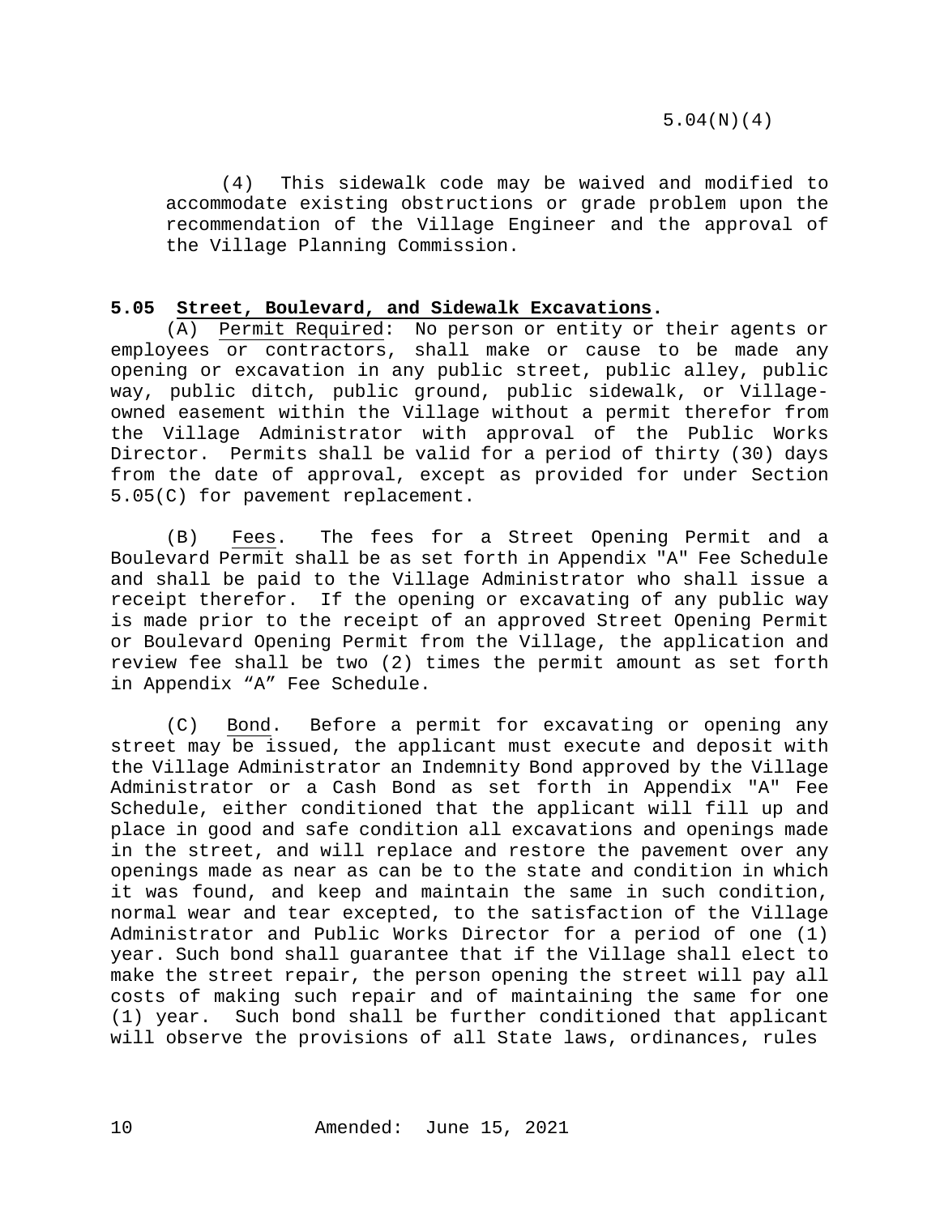(4) This sidewalk code may be waived and modified to accommodate existing obstructions or grade problem upon the recommendation of the Village Engineer and the approval of the Village Planning Commission.

**5.05 Street, Boulevard, and Sidewalk Excavations.**

(A) Permit Required: No person or entity or their agents or employees or contractors, shall make or cause to be made any opening or excavation in any public street, public alley, public way, public ditch, public ground, public sidewalk, or Village-owned easement within the Village without a permit therefor from the Village Administrator with approval of the Public Works Director. Permits shall be valid for a period of thirty (30) days from the date of approval, except as provided for under Section 5.05(C) for pavement replacement.

(B) Fees. The fees for a Street Opening Permit and a Boulevard Permit shall be as set forth in Appendix "A" Fee Schedule and shall be paid to the Village Administrator who shall issue a receipt therefor. If the opening or excavating of any public way is made prior to the receipt of an approved Street Opening Permit or Boulevard Opening Permit from the Village, the application and review fee shall be two (2) times the permit amount as set forth in Appendix “A” Fee Schedule.

(C) Bond. Before a permit for excavating or opening any street may be issued, the applicant must execute and deposit with the Village Administrator an Indemnity Bond approved by the Village Administrator or a Cash Bond as set forth in Appendix "A" Fee Schedule, either conditioned that the applicant will fill up and place in good and safe condition all excavations and openings made in the street, and will replace and restore the pavement over any openings made as near as can be to the state and condition in which it was found, and keep and maintain the same in such condition, normal wear and tear excepted, to the satisfaction of the Village Administrator and Public Works Director for a period of one (1) year. Such bond shall guarantee that if the Village shall elect to make the street repair, the person opening the street will pay all costs of making such repair and of maintaining the same for one (1) year. Such bond shall be further conditioned that applicant will observe the provisions of all State laws, ordinances, rules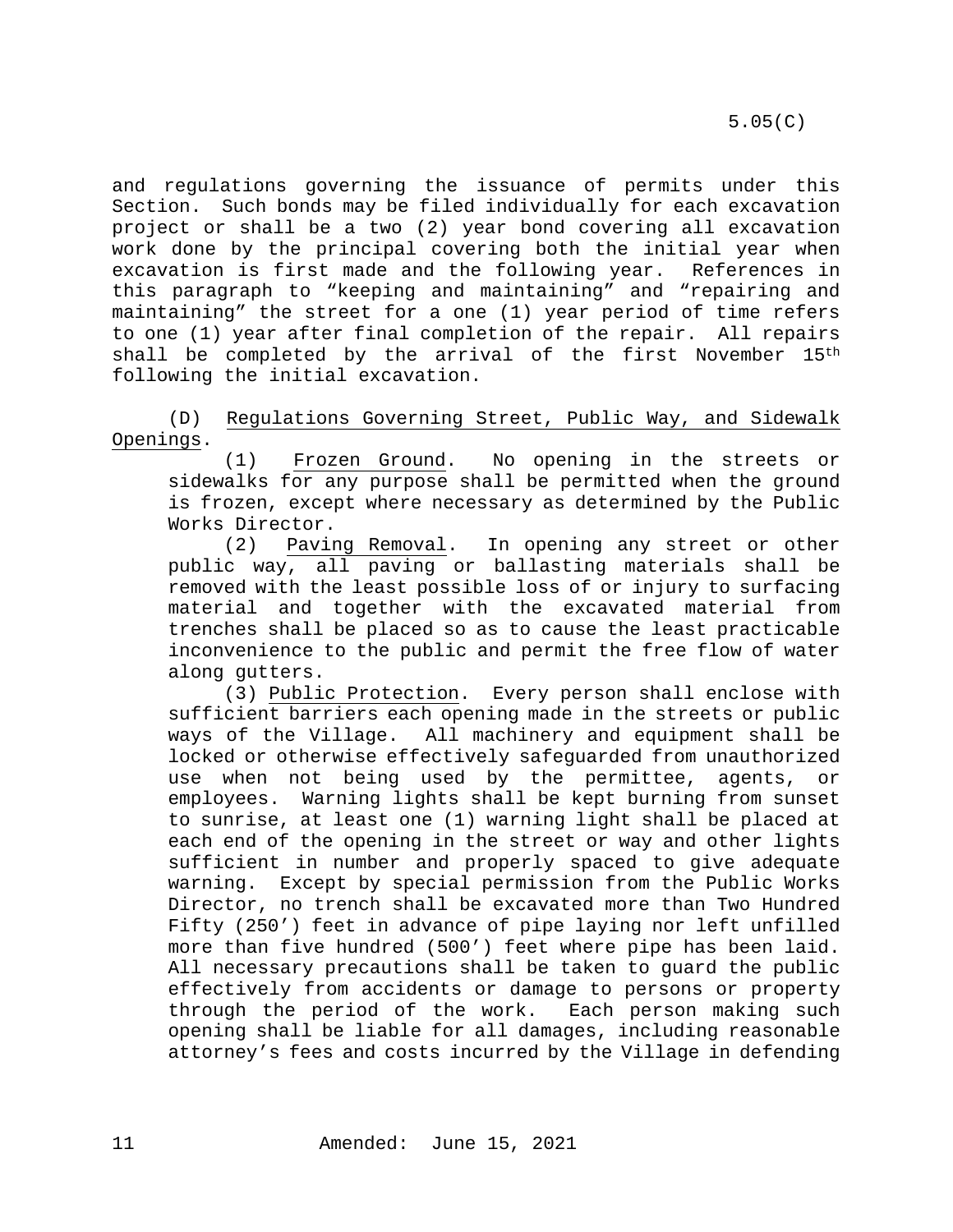and regulations governing the issuance of permits under this Section. Such bonds may be filed individually for each excavation project or shall be a two (2) year bond covering all excavation work done by the principal covering both the initial year when excavation is first made and the following year. References in this paragraph to "keeping and maintaining" and "repairing and maintaining" the street for a one (1) year period of time refers to one (1) year after final completion of the repair. All repairs shall be completed by the arrival of the first November 15th following the initial excavation.

(D) Regulations Governing Street, Public Way, and Sidewalk Openings.

(1) Frozen Ground. No opening in the streets or sidewalks for any purpose shall be permitted when the ground is frozen, except where necessary as determined by the Public Works Director.

(2) Paving Removal. In opening any street or other public way, all paving or ballasting materials shall be removed with the least possible loss of or injury to surfacing material and together with the excavated material from trenches shall be placed so as to cause the least practicable inconvenience to the public and permit the free flow of water along gutters.

(3) Public Protection. Every person shall enclose with sufficient barriers each opening made in the streets or public ways of the Village. All machinery and equipment shall be locked or otherwise effectively safeguarded from unauthorized use when not being used by the permittee, agents, or employees. Warning lights shall be kept burning from sunset to sunrise, at least one (1) warning light shall be placed at each end of the opening in the street or way and other lights sufficient in number and properly spaced to give adequate warning. Except by special permission from the Public Works Director, no trench shall be excavated more than Two Hundred Fifty (250') feet in advance of pipe laying nor left unfilled more than five hundred (500') feet where pipe has been laid. All necessary precautions shall be taken to guard the public effectively from accidents or damage to persons or property through the period of the work. Each person making such opening shall be liable for all damages, including reasonable attorney's fees and costs incurred by the Village in defending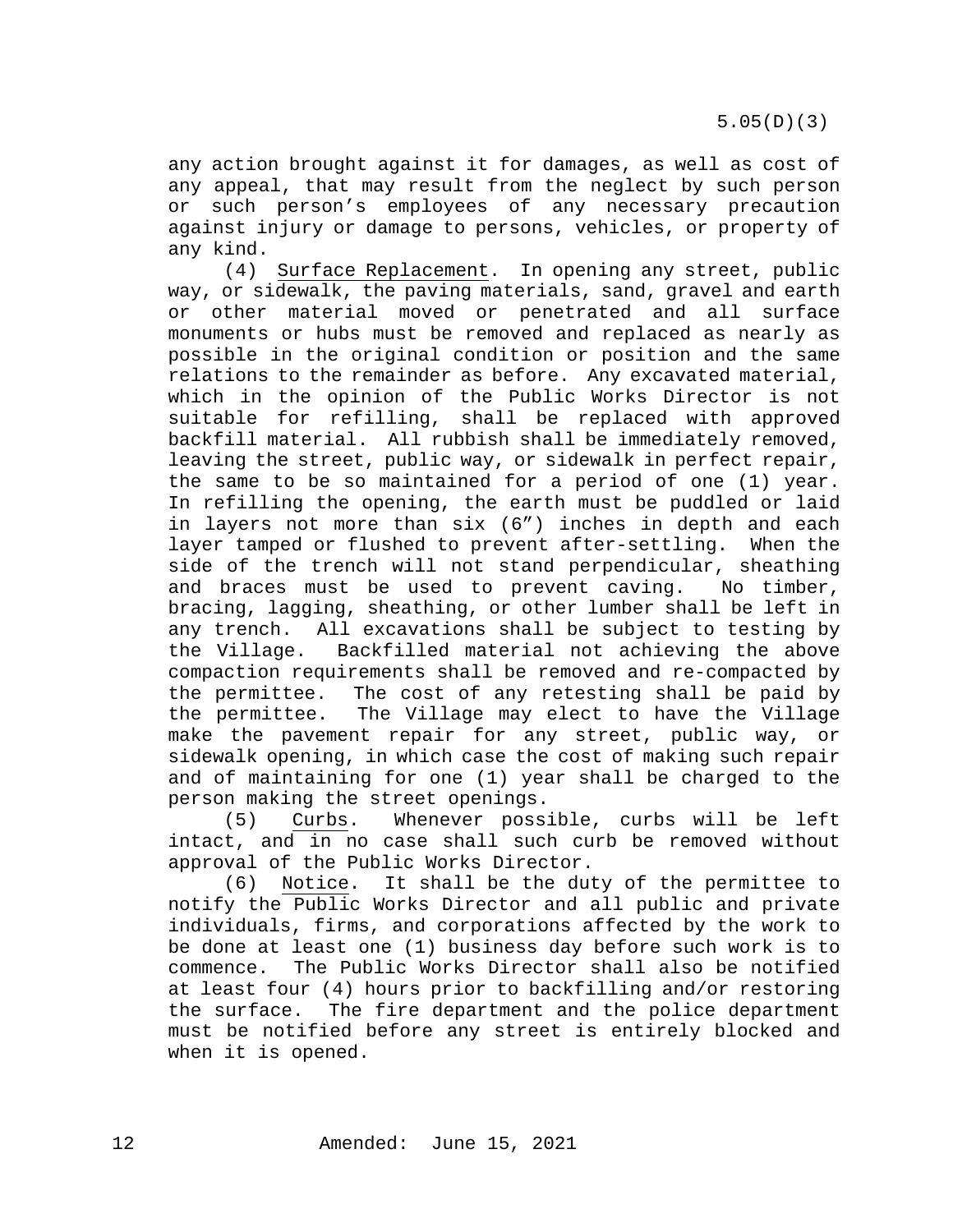any action brought against it for damages, as well as cost of any appeal, that may result from the neglect by such person or such person's employees of any necessary precaution against injury or damage to persons, vehicles, or property of any kind.

(4) Surface Replacement. In opening any street, public way, or sidewalk, the paving materials, sand, gravel and earth or other material moved or penetrated and all surface monuments or hubs must be removed and replaced as nearly as possible in the original condition or position and the same relations to the remainder as before. Any excavated material, which in the opinion of the Public Works Director is not suitable for refilling, shall be replaced with approved backfill material. All rubbish shall be immediately removed, leaving the street, public way, or sidewalk in perfect repair, the same to be so maintained for a period of one (1) year. In refilling the opening, the earth must be puddled or laid in layers not more than six (6") inches in depth and each layer tamped or flushed to prevent after-settling. When the side of the trench will not stand perpendicular, sheathing and braces must be used to prevent caving. No timber, bracing, lagging, sheathing, or other lumber shall be left in any trench. All excavations shall be subject to testing by the Village. Backfilled material not achieving the above compaction requirements shall be removed and re-compacted by the permittee. The cost of any retesting shall be paid by the permittee. The Village may elect to have the Village make the pavement repair for any street, public way, or sidewalk opening, in which case the cost of making such repair and of maintaining for one (1) year shall be charged to the person making the street openings.

(5) Curbs. Whenever possible, curbs will be left intact, and in no case shall such curb be removed without approval of the Public Works Director.

(6) Notice. It shall be the duty of the permittee to notify the Public Works Director and all public and private individuals, firms, and corporations affected by the work to be done at least one (1) business day before such work is to commence. The Public Works Director shall also be notified at least four (4) hours prior to backfilling and/or restoring the surface. The fire department and the police department must be notified before any street is entirely blocked and when it is opened.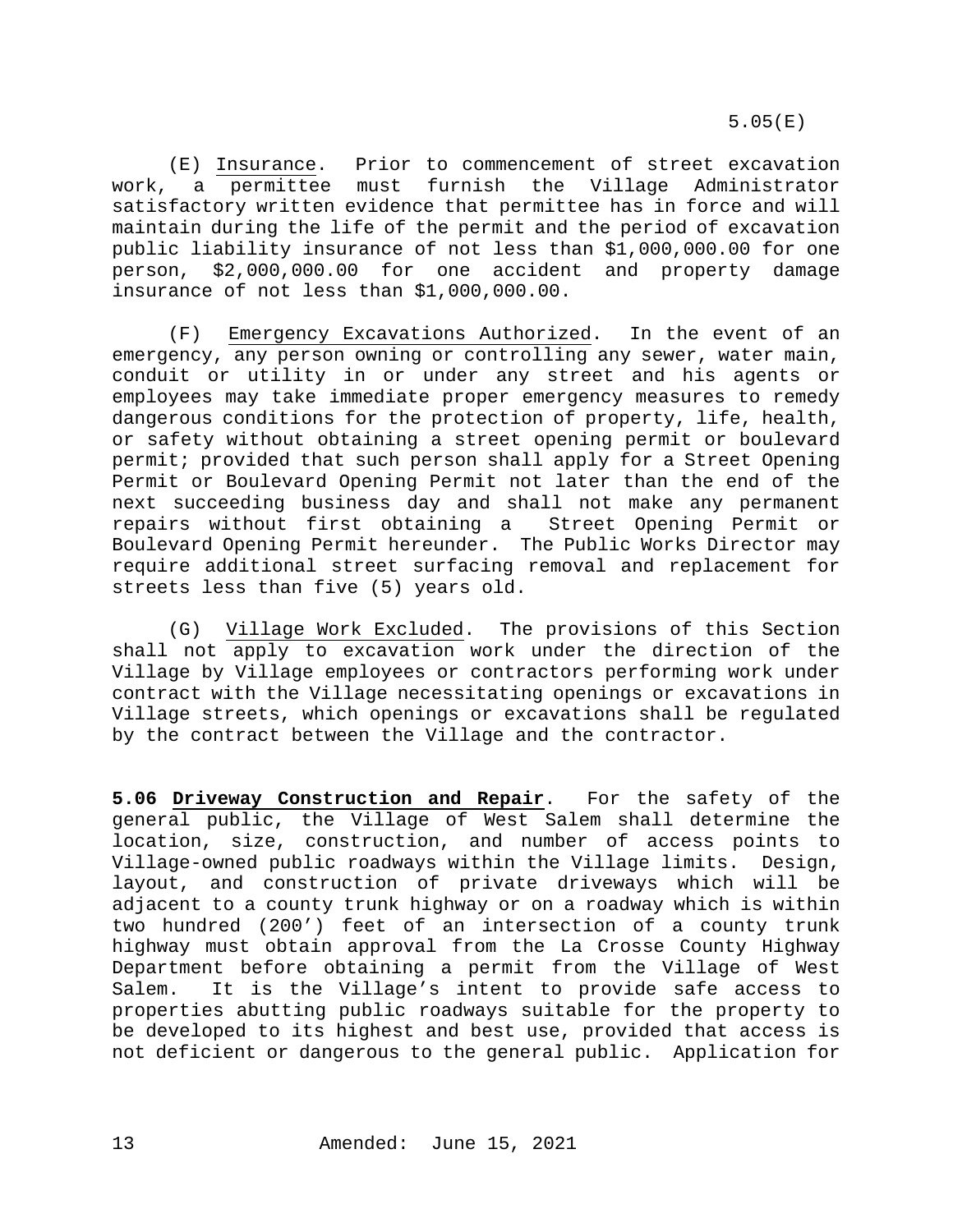(E) Insurance. Prior to commencement of street excavation work, a permittee must furnish the Village Administrator satisfactory written evidence that permittee has in force and will maintain during the life of the permit and the period of excavation public liability insurance of not less than $1,000,000.00 for one person, $2,000,000.00 for one accident and property damage insurance of not less than $1,000,000.00.

(F) Emergency Excavations Authorized. In the event of an emergency, any person owning or controlling any sewer, water main, conduit or utility in or under any street and his agents or employees may take immediate proper emergency measures to remedy dangerous conditions for the protection of property, life, health, or safety without obtaining a street opening permit or boulevard permit; provided that such person shall apply for a Street Opening Permit or Boulevard Opening Permit not later than the end of the next succeeding business day and shall not make any permanent repairs without first obtaining a Street Opening Permit or Boulevard Opening Permit hereunder. The Public Works Director may require additional street surfacing removal and replacement for streets less than five (5) years old.

(G) Village Work Excluded. The provisions of this Section shall not apply to excavation work under the direction of the Village by Village employees or contractors performing work under contract with the Village necessitating openings or excavations in Village streets, which openings or excavations shall be regulated by the contract between the Village and the contractor.

**5.06 Driveway Construction and Repair**. For the safety of the general public, the Village of West Salem shall determine the location, size, construction, and number of access points to Village-owned public roadways within the Village limits. Design, layout, and construction of private driveways which will be adjacent to a county trunk highway or on a roadway which is within two hundred (200’) feet of an intersection of a county trunk highway must obtain approval from the La Crosse County Highway Department before obtaining a permit from the Village of West Salem. It is the Village’s intent to provide safe access to properties abutting public roadways suitable for the property to be developed to its highest and best use, provided that access is not deficient or dangerous to the general public. Application for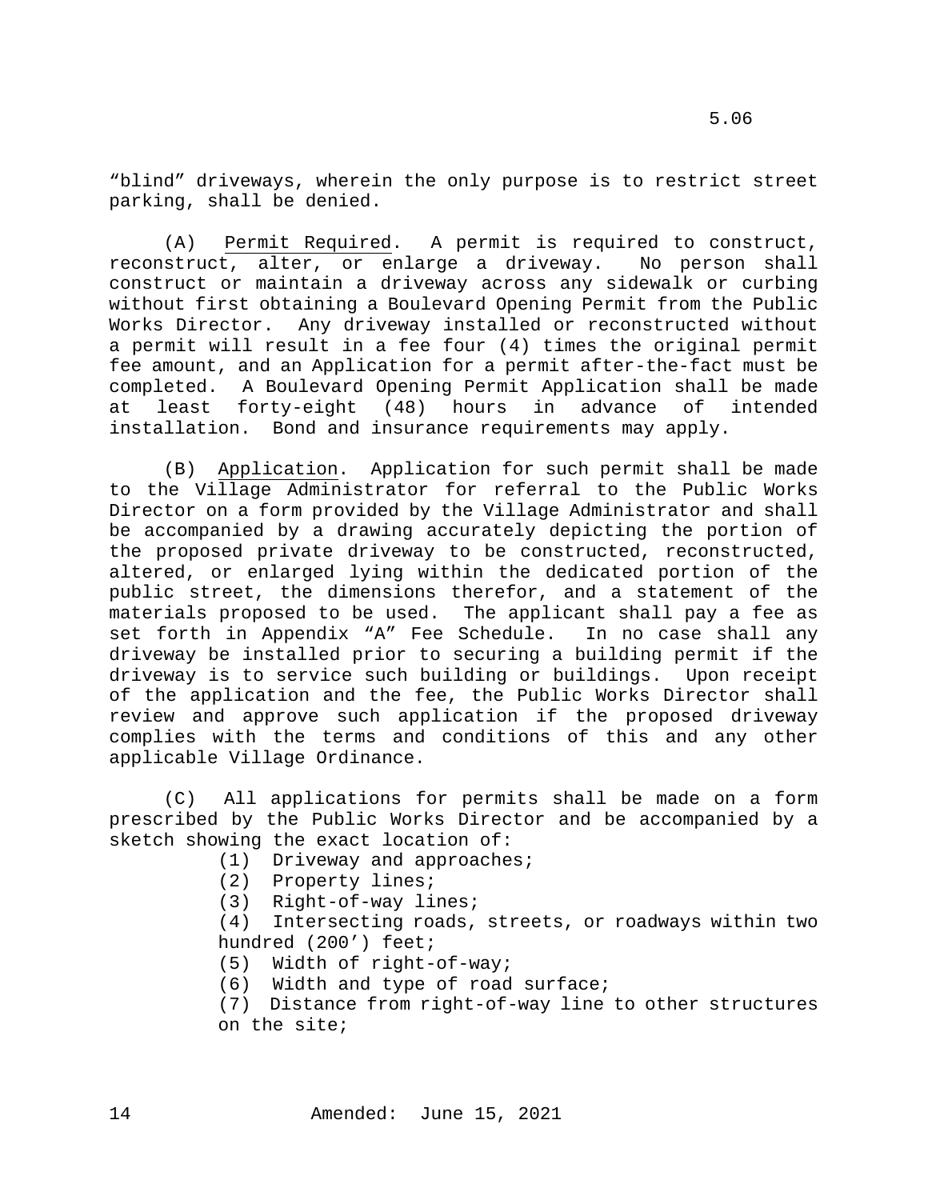“blind” driveways, wherein the only purpose is to restrict street parking, shall be denied.

(A) Permit Required. A permit is required to construct, reconstruct, alter, or enlarge a driveway. No person shall construct or maintain a driveway across any sidewalk or curbing without first obtaining a Boulevard Opening Permit from the Public Works Director. Any driveway installed or reconstructed without a permit will result in a fee four (4) times the original permit fee amount, and an Application for a permit after-the-fact must be completed. A Boulevard Opening Permit Application shall be made at least forty-eight (48) hours in advance of intended installation. Bond and insurance requirements may apply.

(B) Application. Application for such permit shall be made to the Village Administrator for referral to the Public Works Director on a form provided by the Village Administrator and shall be accompanied by a drawing accurately depicting the portion of the proposed private driveway to be constructed, reconstructed, altered, or enlarged lying within the dedicated portion of the public street, the dimensions therefor, and a statement of the materials proposed to be used. The applicant shall pay a fee as set forth in Appendix “A” Fee Schedule. In no case shall any driveway be installed prior to securing a building permit if the driveway is to service such building or buildings. Upon receipt of the application and the fee, the Public Works Director shall review and approve such application if the proposed driveway complies with the terms and conditions of this and any other applicable Village Ordinance.

(C) All applications for permits shall be made on a form prescribed by the Public Works Director and be accompanied by a sketch showing the exact location of:

(1) Driveway and approaches;
(2) Property lines;
(3) Right-of-way lines;
(4) Intersecting roads, streets, or roadways within two hundred (200’) feet;
(5) Width of right-of-way;
(6) Width and type of road surface;
(7) Distance from right-of-way line to other structures on the site;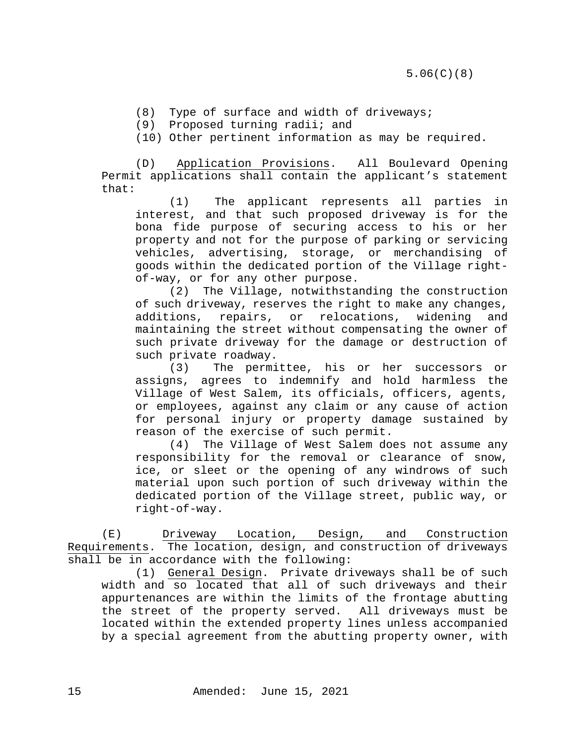(8) Type of surface and width of driveways;
(9) Proposed turning radii; and
(10) Other pertinent information as may be required.

(D) Application Provisions. All Boulevard Opening Permit applications shall contain the applicant's statement that:

(1) The applicant represents all parties in interest, and that such proposed driveway is for the bona fide purpose of securing access to his or her property and not for the purpose of parking or servicing vehicles, advertising, storage, or merchandising of goods within the dedicated portion of the Village right-of-way, or for any other purpose.

(2) The Village, notwithstanding the construction of such driveway, reserves the right to make any changes, additions, repairs, or relocations, widening and maintaining the street without compensating the owner of such private driveway for the damage or destruction of such private roadway.

(3) The permittee, his or her successors or assigns, agrees to indemnify and hold harmless the Village of West Salem, its officials, officers, agents, or employees, against any claim or any cause of action for personal injury or property damage sustained by reason of the exercise of such permit.

(4) The Village of West Salem does not assume any responsibility for the removal or clearance of snow, ice, or sleet or the opening of any windrows of such material upon such portion of such driveway within the dedicated portion of the Village street, public way, or right-of-way.

(E) Driveway Location, Design, and Construction Requirements. The location, design, and construction of driveways shall be in accordance with the following:

(1) General Design. Private driveways shall be of such width and so located that all of such driveways and their appurtenances are within the limits of the frontage abutting the street of the property served. All driveways must be located within the extended property lines unless accompanied by a special agreement from the abutting property owner, with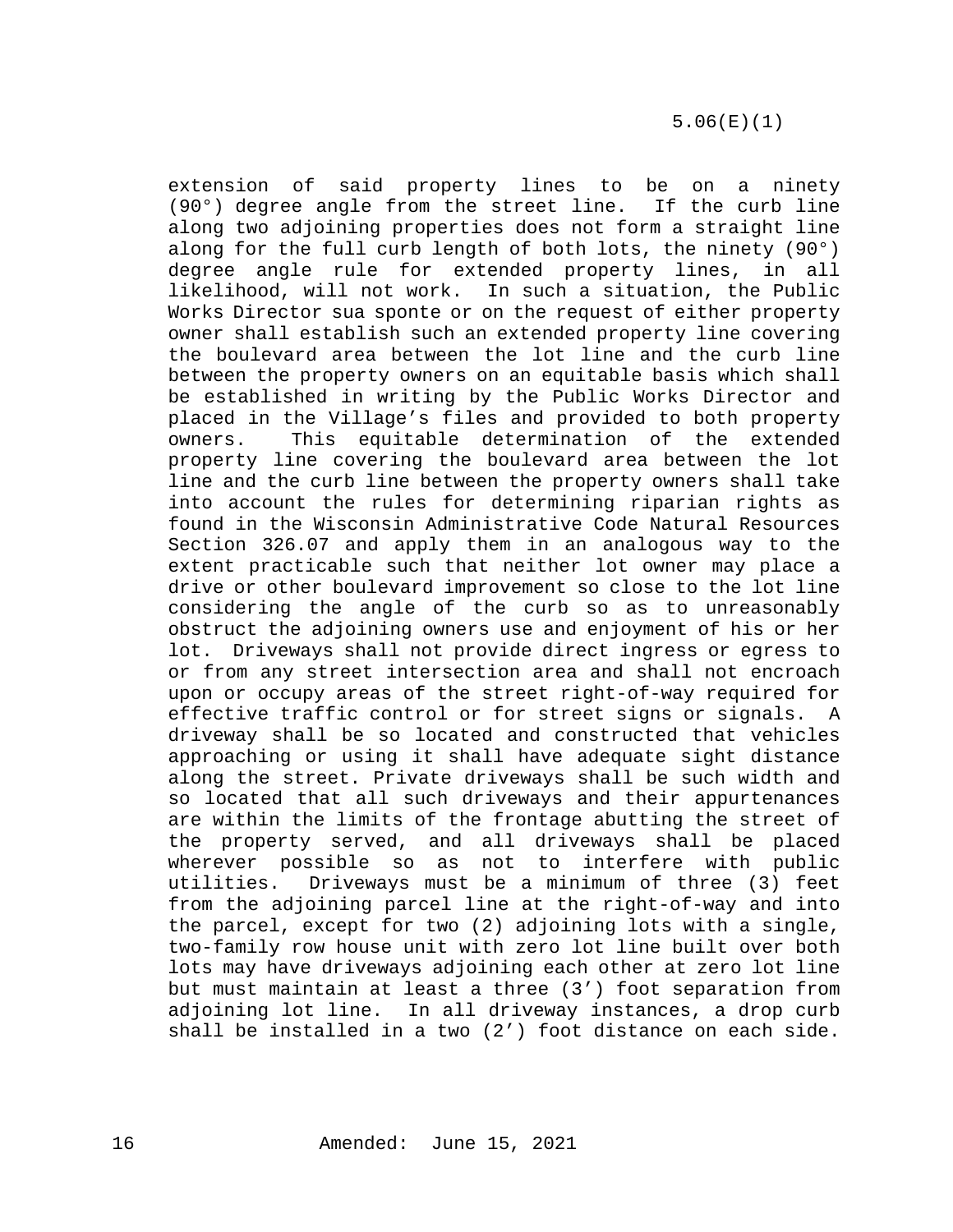extension of said property lines to be on a ninety (90°) degree angle from the street line. If the curb line along two adjoining properties does not form a straight line along for the full curb length of both lots, the ninety (90°) degree angle rule for extended property lines, in all likelihood, will not work. In such a situation, the Public Works Director sua sponte or on the request of either property owner shall establish such an extended property line covering the boulevard area between the lot line and the curb line between the property owners on an equitable basis which shall be established in writing by the Public Works Director and placed in the Village's files and provided to both property owners. This equitable determination of the extended property line covering the boulevard area between the lot line and the curb line between the property owners shall take into account the rules for determining riparian rights as found in the Wisconsin Administrative Code Natural Resources Section 326.07 and apply them in an analogous way to the extent practicable such that neither lot owner may place a drive or other boulevard improvement so close to the lot line considering the angle of the curb so as to unreasonably obstruct the adjoining owners use and enjoyment of his or her lot. Driveways shall not provide direct ingress or egress to or from any street intersection area and shall not encroach upon or occupy areas of the street right-of-way required for effective traffic control or for street signs or signals. A driveway shall be so located and constructed that vehicles approaching or using it shall have adequate sight distance along the street. Private driveways shall be such width and so located that all such driveways and their appurtenances are within the limits of the frontage abutting the street of the property served, and all driveways shall be placed wherever possible so as not to interfere with public utilities. Driveways must be a minimum of three (3) feet from the adjoining parcel line at the right-of-way and into the parcel, except for two (2) adjoining lots with a single, two-family row house unit with zero lot line built over both lots may have driveways adjoining each other at zero lot line but must maintain at least a three (3') foot separation from adjoining lot line. In all driveway instances, a drop curb shall be installed in a two (2') foot distance on each side.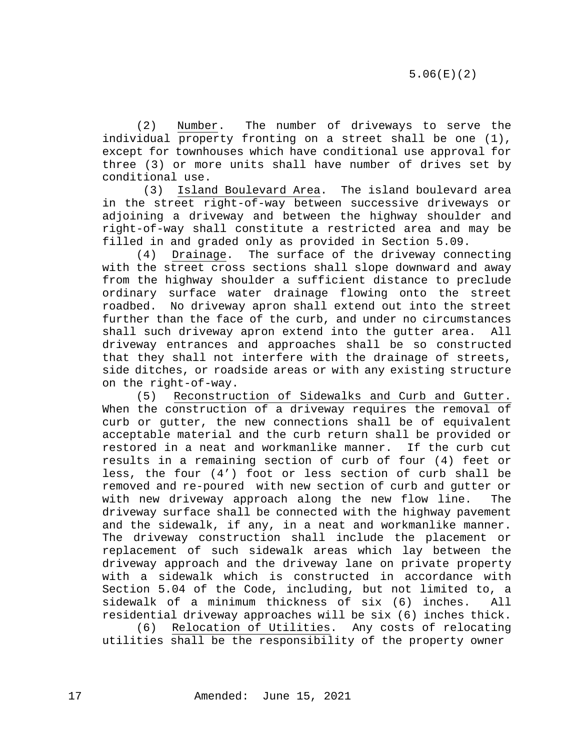(2) Number. The number of driveways to serve the individual property fronting on a street shall be one (1), except for townhouses which have conditional use approval for three (3) or more units shall have number of drives set by conditional use.

(3) Island Boulevard Area. The island boulevard area in the street right-of-way between successive driveways or adjoining a driveway and between the highway shoulder and right-of-way shall constitute a restricted area and may be filled in and graded only as provided in Section 5.09.

(4) Drainage. The surface of the driveway connecting with the street cross sections shall slope downward and away from the highway shoulder a sufficient distance to preclude ordinary surface water drainage flowing onto the street roadbed. No driveway apron shall extend out into the street further than the face of the curb, and under no circumstances shall such driveway apron extend into the gutter area. All driveway entrances and approaches shall be so constructed that they shall not interfere with the drainage of streets, side ditches, or roadside areas or with any existing structure on the right-of-way.

(5) Reconstruction of Sidewalks and Curb and Gutter. When the construction of a driveway requires the removal of curb or gutter, the new connections shall be of equivalent acceptable material and the curb return shall be provided or restored in a neat and workmanlike manner. If the curb cut results in a remaining section of curb of four (4) feet or less, the four (4') foot or less section of curb shall be removed and re-poured with new section of curb and gutter or with new driveway approach along the new flow line. The driveway surface shall be connected with the highway pavement and the sidewalk, if any, in a neat and workmanlike manner. The driveway construction shall include the placement or replacement of such sidewalk areas which lay between the driveway approach and the driveway lane on private property with a sidewalk which is constructed in accordance with Section 5.04 of the Code, including, but not limited to, a sidewalk of a minimum thickness of six (6) inches. All residential driveway approaches will be six (6) inches thick.

(6) Relocation of Utilities. Any costs of relocating utilities shall be the responsibility of the property owner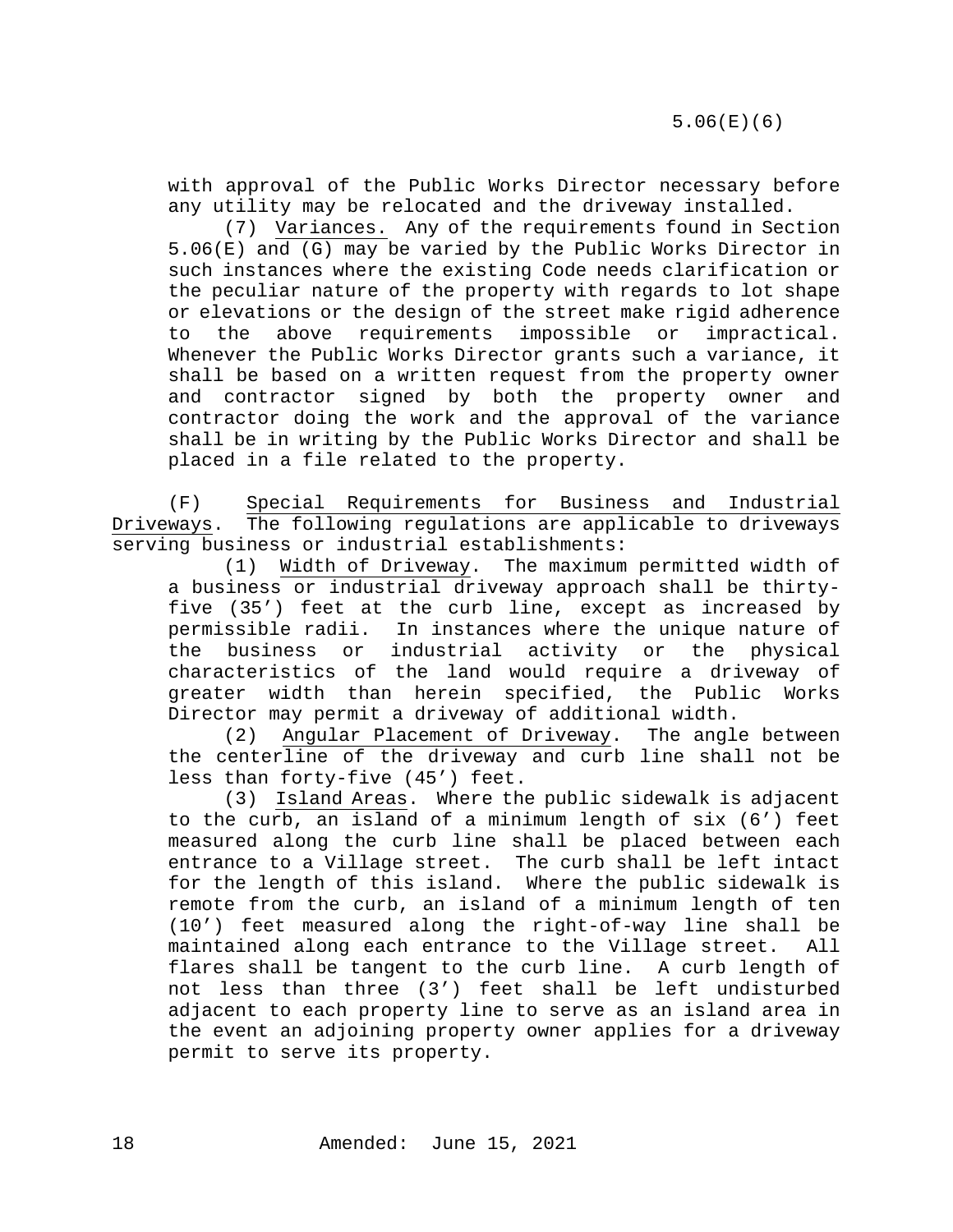with approval of the Public Works Director necessary before any utility may be relocated and the driveway installed.

(7) Variances. Any of the requirements found in Section 5.06(E) and (G) may be varied by the Public Works Director in such instances where the existing Code needs clarification or the peculiar nature of the property with regards to lot shape or elevations or the design of the street make rigid adherence to the above requirements impossible or impractical. Whenever the Public Works Director grants such a variance, it shall be based on a written request from the property owner and contractor signed by both the property owner and contractor doing the work and the approval of the variance shall be in writing by the Public Works Director and shall be placed in a file related to the property.

(F) Special Requirements for Business and Industrial Driveways. The following regulations are applicable to driveways serving business or industrial establishments:

(1) Width of Driveway. The maximum permitted width of a business or industrial driveway approach shall be thirty-five (35’) feet at the curb line, except as increased by permissible radii. In instances where the unique nature of the business or industrial activity or the physical characteristics of the land would require a driveway of greater width than herein specified, the Public Works Director may permit a driveway of additional width.

(2) Angular Placement of Driveway. The angle between the centerline of the driveway and curb line shall not be less than forty-five (45’) feet.

(3) Island Areas. Where the public sidewalk is adjacent to the curb, an island of a minimum length of six (6’) feet measured along the curb line shall be placed between each entrance to a Village street. The curb shall be left intact for the length of this island. Where the public sidewalk is remote from the curb, an island of a minimum length of ten (10’) feet measured along the right-of-way line shall be maintained along each entrance to the Village street. All flares shall be tangent to the curb line. A curb length of not less than three (3’) feet shall be left undisturbed adjacent to each property line to serve as an island area in the event an adjoining property owner applies for a driveway permit to serve its property.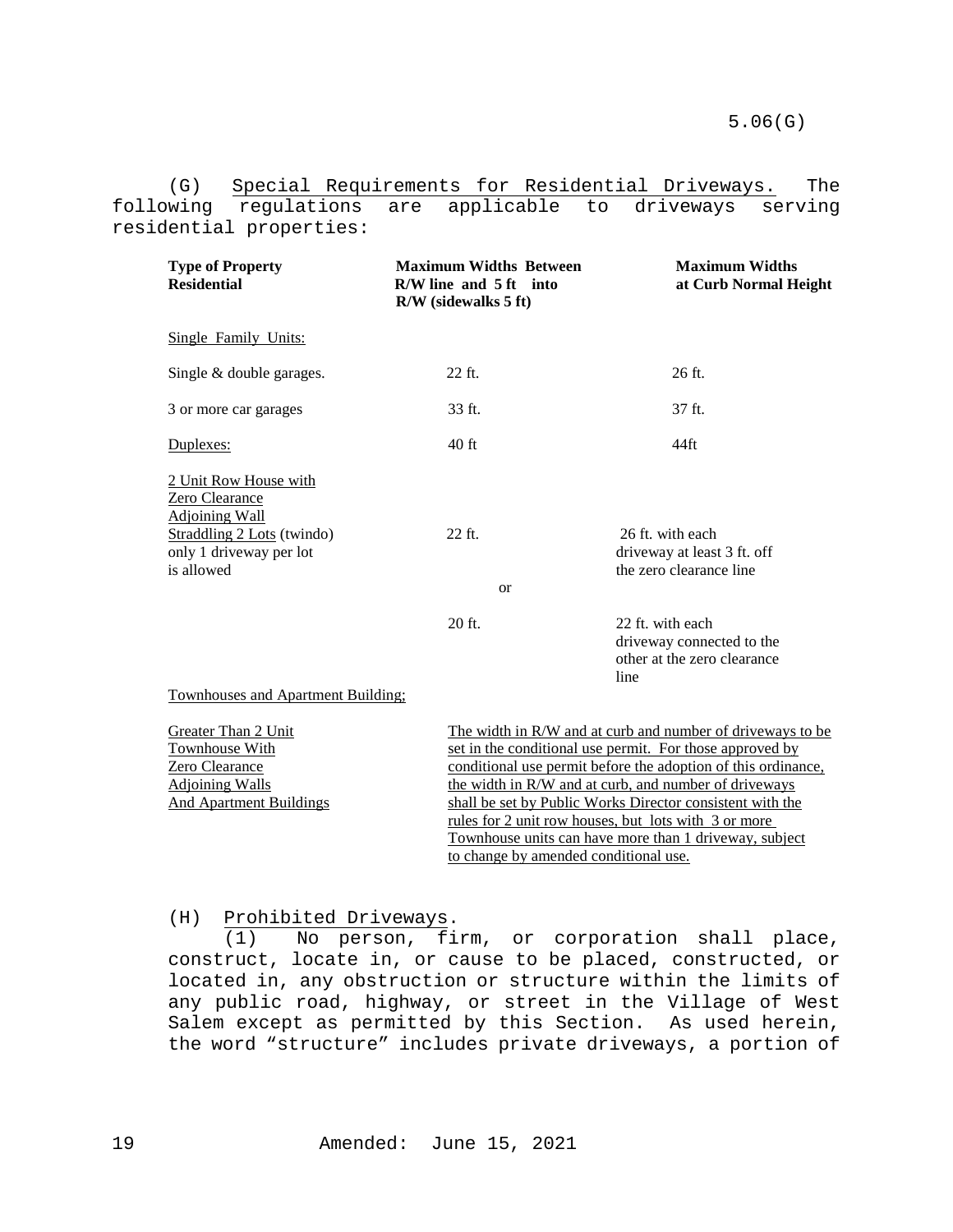(G) Special Requirements for Residential Driveways. The following regulations are applicable to driveways serving residential properties:

| Type of Property Residential | Maximum Widths Between R/W line and 5 ft into R/W (sidewalks 5 ft) | Maximum Widths at Curb Normal Height |
|---|---|---|
| Single Family Units: | | |
| Single & double garages. | 22 ft. | 26 ft. |
| 3 or more car garages | 33 ft. | 37 ft. |
| Duplexes: | 40 ft | 44ft |
| 2 Unit Row House with Zero Clearance Adjoining Wall Straddling 2 Lots (twindo) only 1 driveway per lot is allowed | 22 ft. | 26 ft. with each driveway at least 3 ft. off the zero clearance line |
| | or | |
| | 20 ft. | 22 ft. with each driveway connected to the other at the zero clearance line |
| Townhouses and Apartment Building; | | |
| Greater Than 2 Unit Townhouse With Zero Clearance Adjoining Walls And Apartment Buildings | The width in R/W and at curb and number of driveways to be set in the conditional use permit. For those approved by conditional use permit before the adoption of this ordinance, the width in R/W and at curb, and number of driveways shall be set by Public Works Director consistent with the rules for 2 unit row houses, but lots with 3 or more Townhouse units can have more than 1 driveway, subject to change by amended conditional use. | |

(H) Prohibited Driveways.

(1) No person, firm, or corporation shall place, construct, locate in, or cause to be placed, constructed, or located in, any obstruction or structure within the limits of any public road, highway, or street in the Village of West Salem except as permitted by this Section. As used herein, the word "structure" includes private driveways, a portion of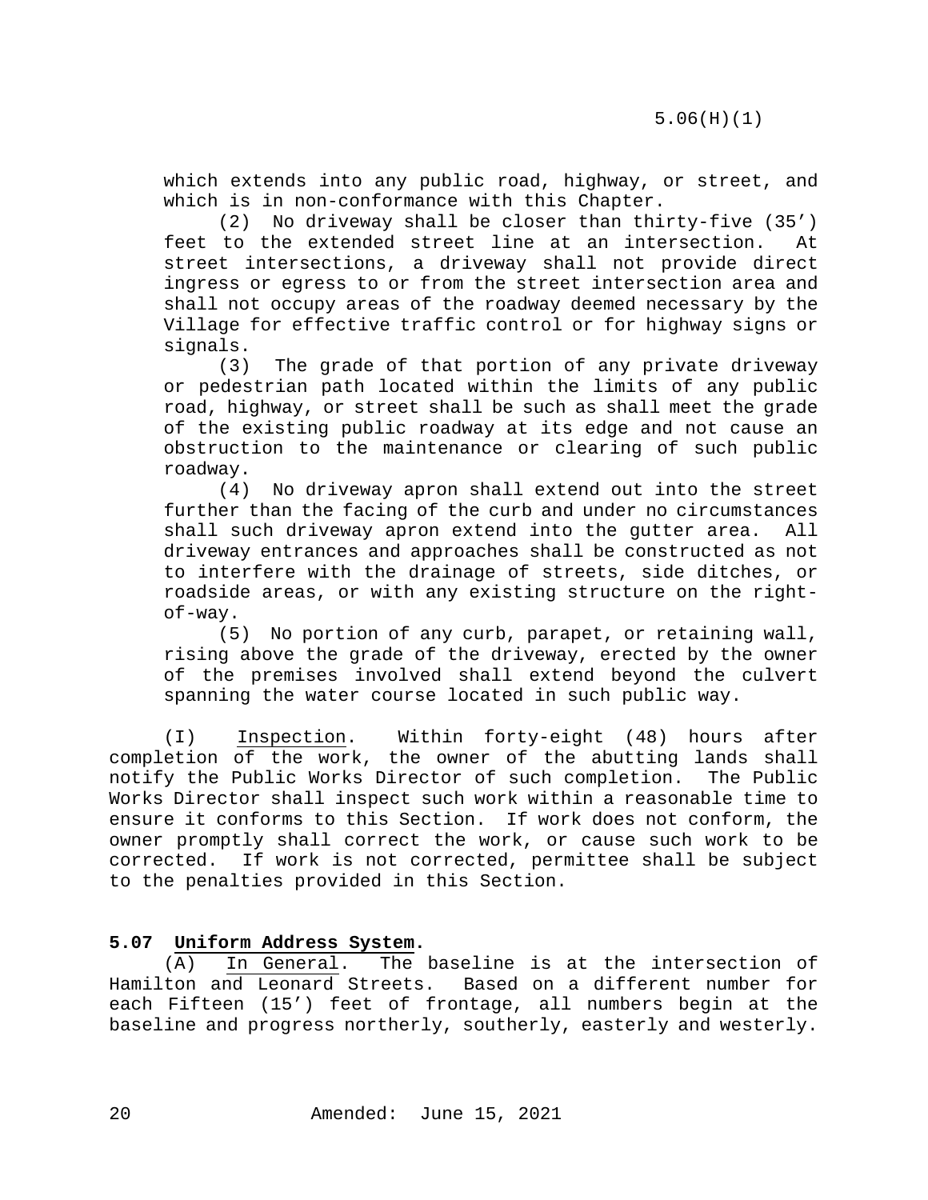which extends into any public road, highway, or street, and which is in non-conformance with this Chapter.

(2) No driveway shall be closer than thirty-five (35') feet to the extended street line at an intersection. At street intersections, a driveway shall not provide direct ingress or egress to or from the street intersection area and shall not occupy areas of the roadway deemed necessary by the Village for effective traffic control or for highway signs or signals.

(3) The grade of that portion of any private driveway or pedestrian path located within the limits of any public road, highway, or street shall be such as shall meet the grade of the existing public roadway at its edge and not cause an obstruction to the maintenance or clearing of such public roadway.

(4) No driveway apron shall extend out into the street further than the facing of the curb and under no circumstances shall such driveway apron extend into the gutter area. All driveway entrances and approaches shall be constructed as not to interfere with the drainage of streets, side ditches, or roadside areas, or with any existing structure on the right-of-way.

(5) No portion of any curb, parapet, or retaining wall, rising above the grade of the driveway, erected by the owner of the premises involved shall extend beyond the culvert spanning the water course located in such public way.

(I) Inspection. Within forty-eight (48) hours after completion of the work, the owner of the abutting lands shall notify the Public Works Director of such completion. The Public Works Director shall inspect such work within a reasonable time to ensure it conforms to this Section. If work does not conform, the owner promptly shall correct the work, or cause such work to be corrected. If work is not corrected, permittee shall be subject to the penalties provided in this Section.

**5.07 Uniform Address System.**

(A) In General. The baseline is at the intersection of Hamilton and Leonard Streets. Based on a different number for each Fifteen (15') feet of frontage, all numbers begin at the baseline and progress northerly, southerly, easterly and westerly.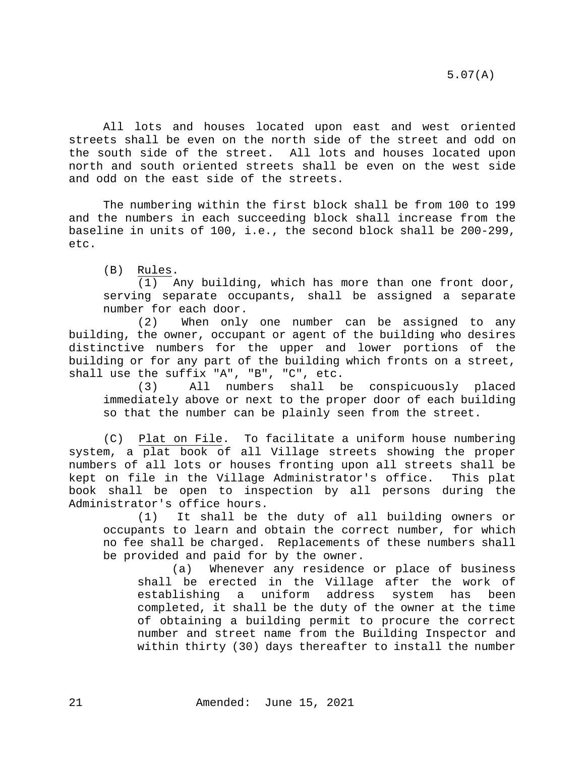All lots and houses located upon east and west oriented streets shall be even on the north side of the street and odd on the south side of the street. All lots and houses located upon north and south oriented streets shall be even on the west side and odd on the east side of the streets.

The numbering within the first block shall be from 100 to 199 and the numbers in each succeeding block shall increase from the baseline in units of 100, i.e., the second block shall be 200-299, etc.

(B) Rules.

(1) Any building, which has more than one front door, serving separate occupants, shall be assigned a separate number for each door.

(2) When only one number can be assigned to any building, the owner, occupant or agent of the building who desires distinctive numbers for the upper and lower portions of the building or for any part of the building which fronts on a street, shall use the suffix "A", "B", "C", etc.

(3) All numbers shall be conspicuously placed immediately above or next to the proper door of each building so that the number can be plainly seen from the street.

(C) Plat on File. To facilitate a uniform house numbering system, a plat book of all Village streets showing the proper numbers of all lots or houses fronting upon all streets shall be kept on file in the Village Administrator's office. This plat book shall be open to inspection by all persons during the Administrator's office hours.

(1) It shall be the duty of all building owners or occupants to learn and obtain the correct number, for which no fee shall be charged. Replacements of these numbers shall be provided and paid for by the owner.

(a) Whenever any residence or place of business shall be erected in the Village after the work of establishing a uniform address system has been completed, it shall be the duty of the owner at the time of obtaining a building permit to procure the correct number and street name from the Building Inspector and within thirty (30) days thereafter to install the number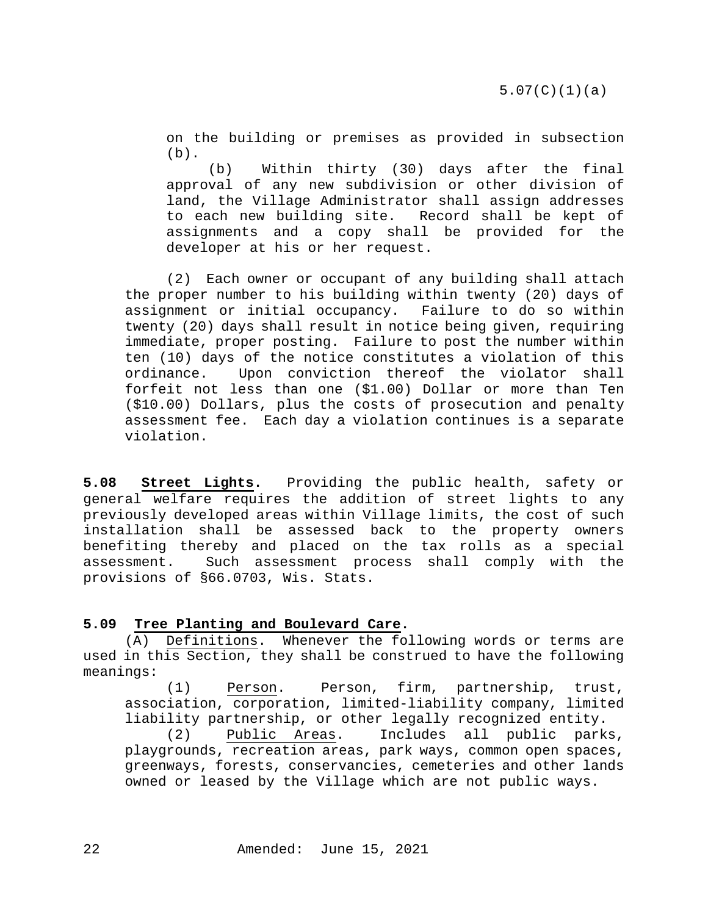on the building or premises as provided in subsection (b).

(b) Within thirty (30) days after the final approval of any new subdivision or other division of land, the Village Administrator shall assign addresses to each new building site. Record shall be kept of assignments and a copy shall be provided for the developer at his or her request.

(2) Each owner or occupant of any building shall attach the proper number to his building within twenty (20) days of assignment or initial occupancy. Failure to do so within twenty (20) days shall result in notice being given, requiring immediate, proper posting. Failure to post the number within ten (10) days of the notice constitutes a violation of this ordinance. Upon conviction thereof the violator shall forfeit not less than one ($1.00) Dollar or more than Ten ($10.00) Dollars, plus the costs of prosecution and penalty assessment fee. Each day a violation continues is a separate violation.

**5.08 Street Lights.** Providing the public health, safety or general welfare requires the addition of street lights to any previously developed areas within Village limits, the cost of such installation shall be assessed back to the property owners benefiting thereby and placed on the tax rolls as a special assessment. Such assessment process shall comply with the provisions of §66.0703, Wis. Stats.

**5.09 Tree Planting and Boulevard Care.**

(A) Definitions. Whenever the following words or terms are used in this Section, they shall be construed to have the following meanings:

(1) Person. Person, firm, partnership, trust, association, corporation, limited-liability company, limited liability partnership, or other legally recognized entity.

(2) Public Areas. Includes all public parks, playgrounds, recreation areas, park ways, common open spaces, greenways, forests, conservancies, cemeteries and other lands owned or leased by the Village which are not public ways.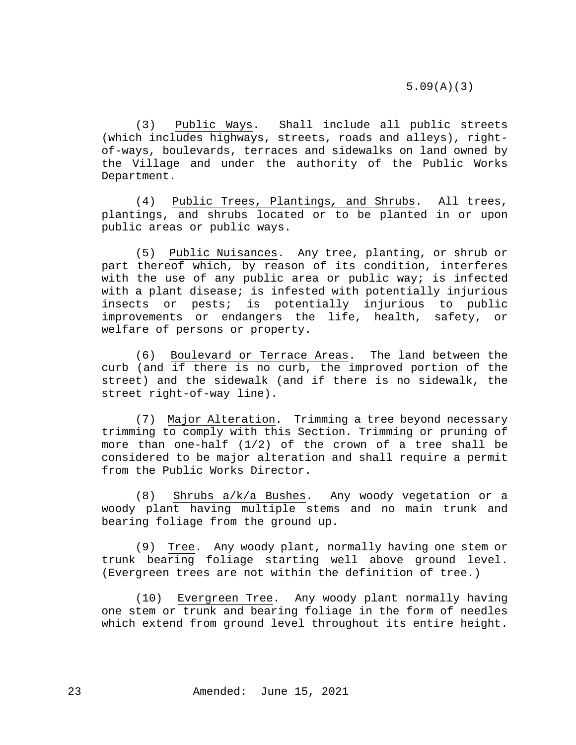(3) Public Ways. Shall include all public streets (which includes highways, streets, roads and alleys), right-of-ways, boulevards, terraces and sidewalks on land owned by the Village and under the authority of the Public Works Department.

(4) Public Trees, Plantings, and Shrubs. All trees, plantings, and shrubs located or to be planted in or upon public areas or public ways.

(5) Public Nuisances. Any tree, planting, or shrub or part thereof which, by reason of its condition, interferes with the use of any public area or public way; is infected with a plant disease; is infested with potentially injurious insects or pests; is potentially injurious to public improvements or endangers the life, health, safety, or welfare of persons or property.

(6) Boulevard or Terrace Areas. The land between the curb (and if there is no curb, the improved portion of the street) and the sidewalk (and if there is no sidewalk, the street right-of-way line).

(7) Major Alteration. Trimming a tree beyond necessary trimming to comply with this Section. Trimming or pruning of more than one-half (1/2) of the crown of a tree shall be considered to be major alteration and shall require a permit from the Public Works Director.

(8) Shrubs a/k/a Bushes. Any woody vegetation or a woody plant having multiple stems and no main trunk and bearing foliage from the ground up.

(9) Tree. Any woody plant, normally having one stem or trunk bearing foliage starting well above ground level. (Evergreen trees are not within the definition of tree.)

(10) Evergreen Tree. Any woody plant normally having one stem or trunk and bearing foliage in the form of needles which extend from ground level throughout its entire height.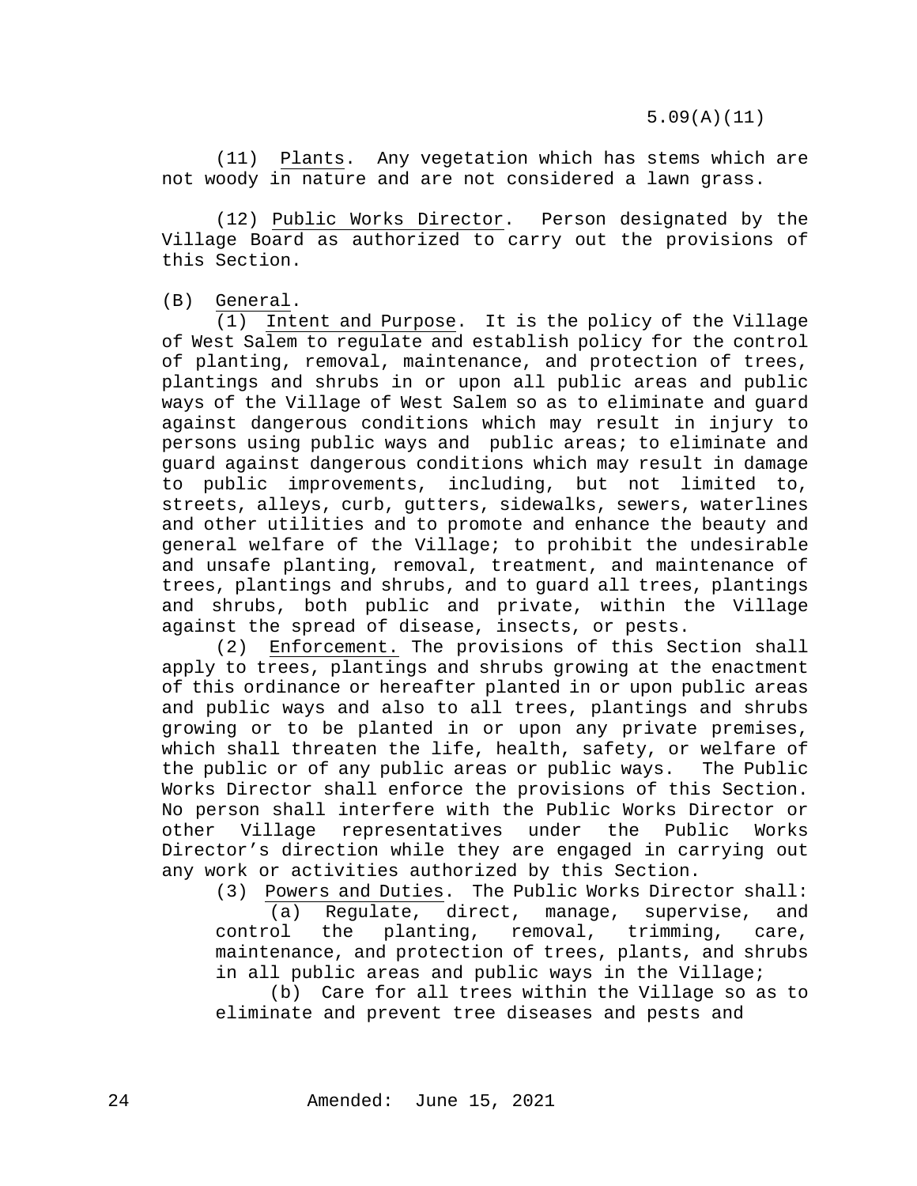(11) Plants. Any vegetation which has stems which are not woody in nature and are not considered a lawn grass.

(12) Public Works Director. Person designated by the Village Board as authorized to carry out the provisions of this Section.

(B) General.

(1) Intent and Purpose. It is the policy of the Village of West Salem to regulate and establish policy for the control of planting, removal, maintenance, and protection of trees, plantings and shrubs in or upon all public areas and public ways of the Village of West Salem so as to eliminate and guard against dangerous conditions which may result in injury to persons using public ways and public areas; to eliminate and guard against dangerous conditions which may result in damage to public improvements, including, but not limited to, streets, alleys, curb, gutters, sidewalks, sewers, waterlines and other utilities and to promote and enhance the beauty and general welfare of the Village; to prohibit the undesirable and unsafe planting, removal, treatment, and maintenance of trees, plantings and shrubs, and to guard all trees, plantings and shrubs, both public and private, within the Village against the spread of disease, insects, or pests.

(2) Enforcement. The provisions of this Section shall apply to trees, plantings and shrubs growing at the enactment of this ordinance or hereafter planted in or upon public areas and public ways and also to all trees, plantings and shrubs growing or to be planted in or upon any private premises, which shall threaten the life, health, safety, or welfare of the public or of any public areas or public ways. The Public Works Director shall enforce the provisions of this Section. No person shall interfere with the Public Works Director or other Village representatives under the Public Works Director's direction while they are engaged in carrying out any work or activities authorized by this Section.

(3) Powers and Duties. The Public Works Director shall:

(a) Regulate, direct, manage, supervise, and control the planting, removal, trimming, care, maintenance, and protection of trees, plants, and shrubs in all public areas and public ways in the Village;

(b) Care for all trees within the Village so as to eliminate and prevent tree diseases and pests and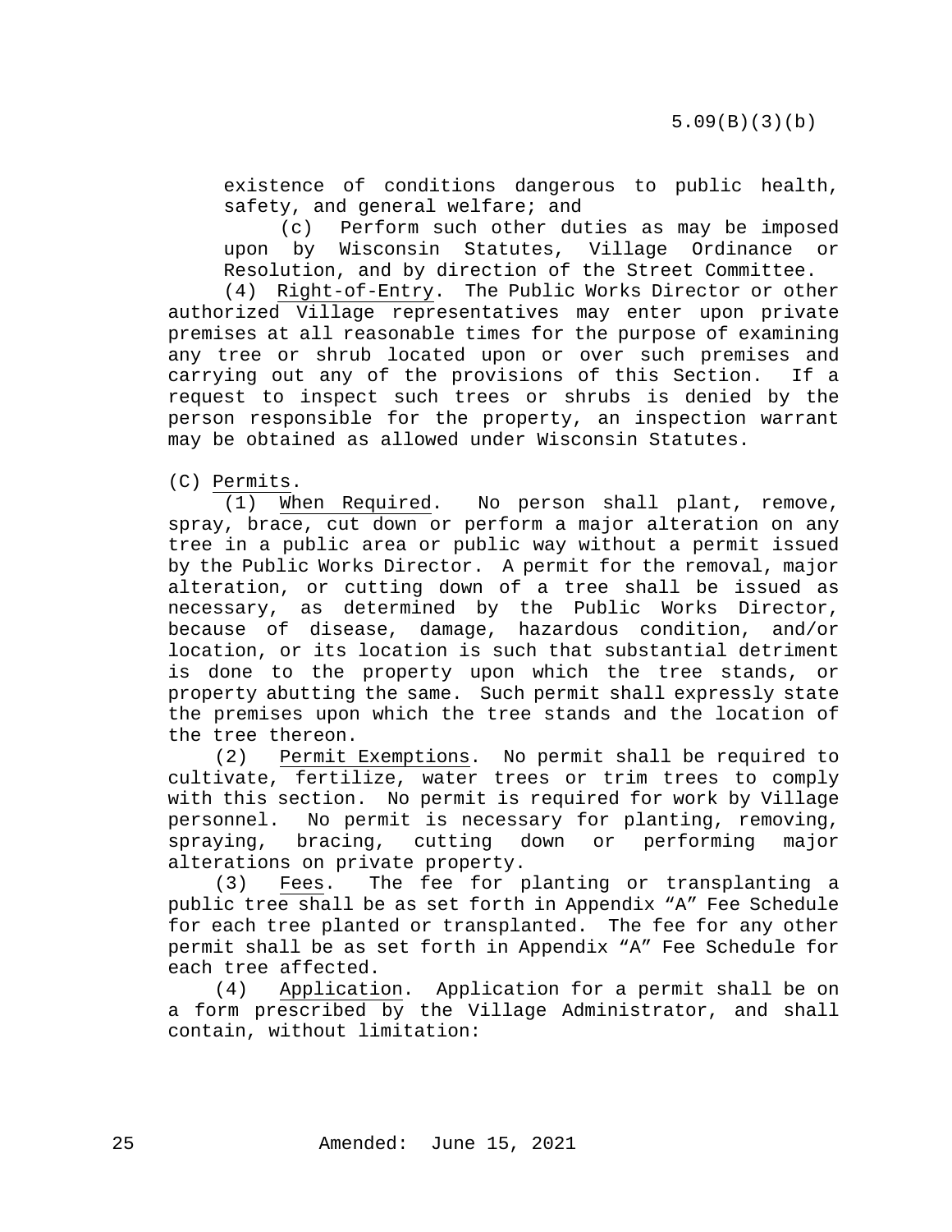existence of conditions dangerous to public health, safety, and general welfare; and

(c) Perform such other duties as may be imposed upon by Wisconsin Statutes, Village Ordinance or Resolution, and by direction of the Street Committee.

(4) Right-of-Entry. The Public Works Director or other authorized Village representatives may enter upon private premises at all reasonable times for the purpose of examining any tree or shrub located upon or over such premises and carrying out any of the provisions of this Section. If a request to inspect such trees or shrubs is denied by the person responsible for the property, an inspection warrant may be obtained as allowed under Wisconsin Statutes.

(C) Permits.

(1) When Required. No person shall plant, remove, spray, brace, cut down or perform a major alteration on any tree in a public area or public way without a permit issued by the Public Works Director. A permit for the removal, major alteration, or cutting down of a tree shall be issued as necessary, as determined by the Public Works Director, because of disease, damage, hazardous condition, and/or location, or its location is such that substantial detriment is done to the property upon which the tree stands, or property abutting the same. Such permit shall expressly state the premises upon which the tree stands and the location of the tree thereon.

(2) Permit Exemptions. No permit shall be required to cultivate, fertilize, water trees or trim trees to comply with this section. No permit is required for work by Village personnel. No permit is necessary for planting, removing, spraying, bracing, cutting down or performing major alterations on private property.

(3) Fees. The fee for planting or transplanting a public tree shall be as set forth in Appendix "A" Fee Schedule for each tree planted or transplanted. The fee for any other permit shall be as set forth in Appendix "A" Fee Schedule for each tree affected.

(4) Application. Application for a permit shall be on a form prescribed by the Village Administrator, and shall contain, without limitation: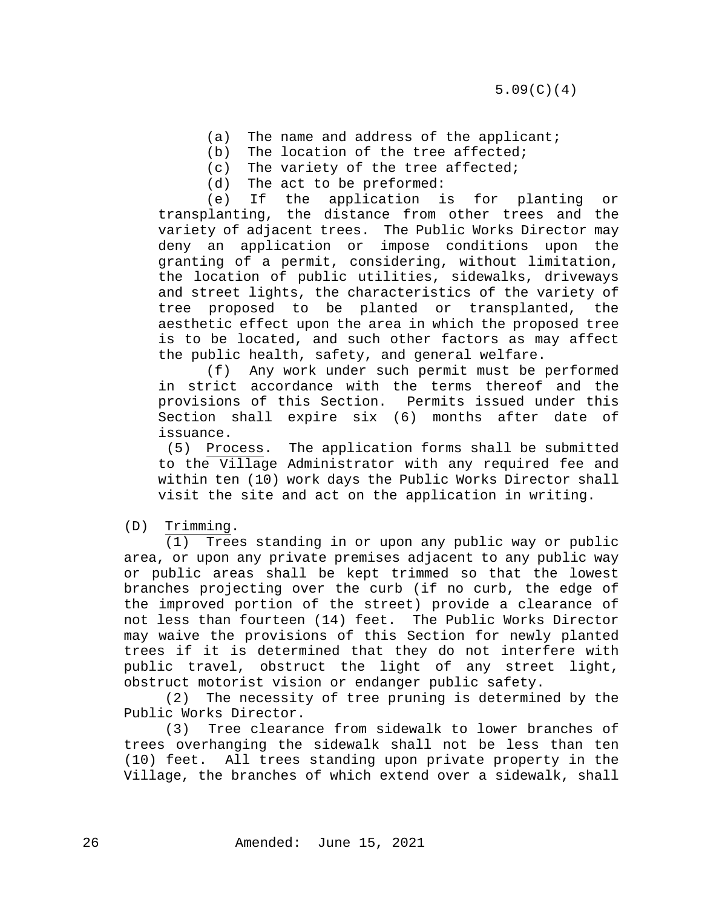5.09(C)(4)

(a) The name and address of the applicant;
(b) The location of the tree affected;
(c) The variety of the tree affected;
(d) The act to be preformed:
(e) If the application is for planting or transplanting, the distance from other trees and the variety of adjacent trees. The Public Works Director may deny an application or impose conditions upon the granting of a permit, considering, without limitation, the location of public utilities, sidewalks, driveways and street lights, the characteristics of the variety of tree proposed to be planted or transplanted, the aesthetic effect upon the area in which the proposed tree is to be located, and such other factors as may affect the public health, safety, and general welfare.
(f) Any work under such permit must be performed in strict accordance with the terms thereof and the provisions of this Section. Permits issued under this Section shall expire six (6) months after date of issuance.

(5) Process. The application forms shall be submitted to the Village Administrator with any required fee and within ten (10) work days the Public Works Director shall visit the site and act on the application in writing.

(D) Trimming.

(1) Trees standing in or upon any public way or public area, or upon any private premises adjacent to any public way or public areas shall be kept trimmed so that the lowest branches projecting over the curb (if no curb, the edge of the improved portion of the street) provide a clearance of not less than fourteen (14) feet. The Public Works Director may waive the provisions of this Section for newly planted trees if it is determined that they do not interfere with public travel, obstruct the light of any street light, obstruct motorist vision or endanger public safety.

(2) The necessity of tree pruning is determined by the Public Works Director.

(3) Tree clearance from sidewalk to lower branches of trees overhanging the sidewalk shall not be less than ten (10) feet. All trees standing upon private property in the Village, the branches of which extend over a sidewalk, shall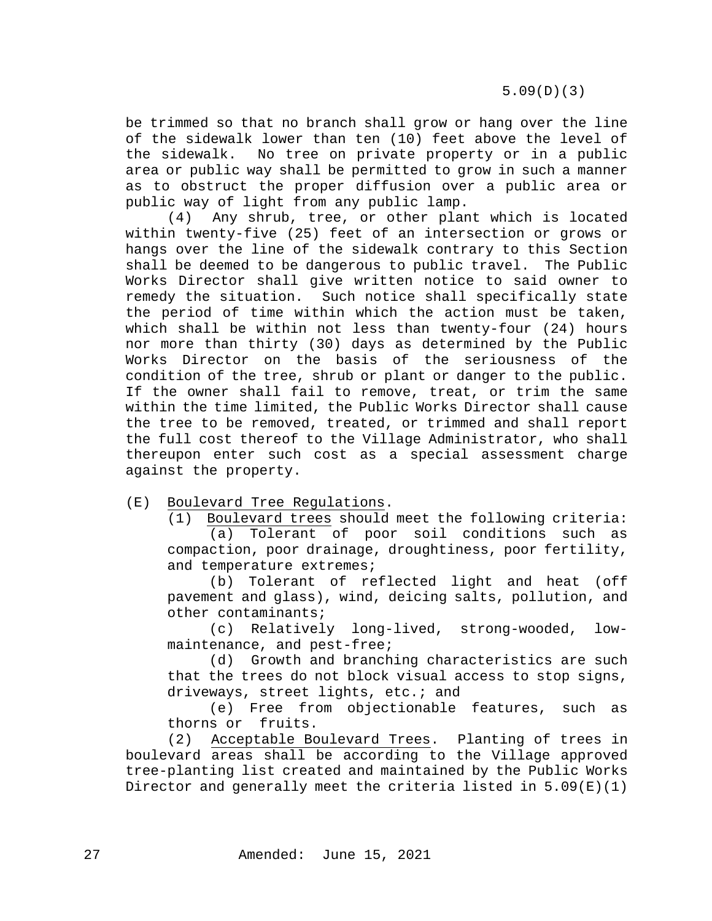be trimmed so that no branch shall grow or hang over the line of the sidewalk lower than ten (10) feet above the level of the sidewalk. No tree on private property or in a public area or public way shall be permitted to grow in such a manner as to obstruct the proper diffusion over a public area or public way of light from any public lamp.

(4) Any shrub, tree, or other plant which is located within twenty-five (25) feet of an intersection or grows or hangs over the line of the sidewalk contrary to this Section shall be deemed to be dangerous to public travel. The Public Works Director shall give written notice to said owner to remedy the situation. Such notice shall specifically state the period of time within which the action must be taken, which shall be within not less than twenty-four (24) hours nor more than thirty (30) days as determined by the Public Works Director on the basis of the seriousness of the condition of the tree, shrub or plant or danger to the public. If the owner shall fail to remove, treat, or trim the same within the time limited, the Public Works Director shall cause the tree to be removed, treated, or trimmed and shall report the full cost thereof to the Village Administrator, who shall thereupon enter such cost as a special assessment charge against the property.

(E) Boulevard Tree Regulations.

(1) Boulevard trees should meet the following criteria:

(a) Tolerant of poor soil conditions such as compaction, poor drainage, droughtiness, poor fertility, and temperature extremes;

(b) Tolerant of reflected light and heat (off pavement and glass), wind, deicing salts, pollution, and other contaminants;

(c) Relatively long-lived, strong-wooded, low-maintenance, and pest-free;

(d) Growth and branching characteristics are such that the trees do not block visual access to stop signs, driveways, street lights, etc.; and

(e) Free from objectionable features, such as thorns or fruits.

(2) Acceptable Boulevard Trees. Planting of trees in boulevard areas shall be according to the Village approved tree-planting list created and maintained by the Public Works Director and generally meet the criteria listed in 5.09(E)(1)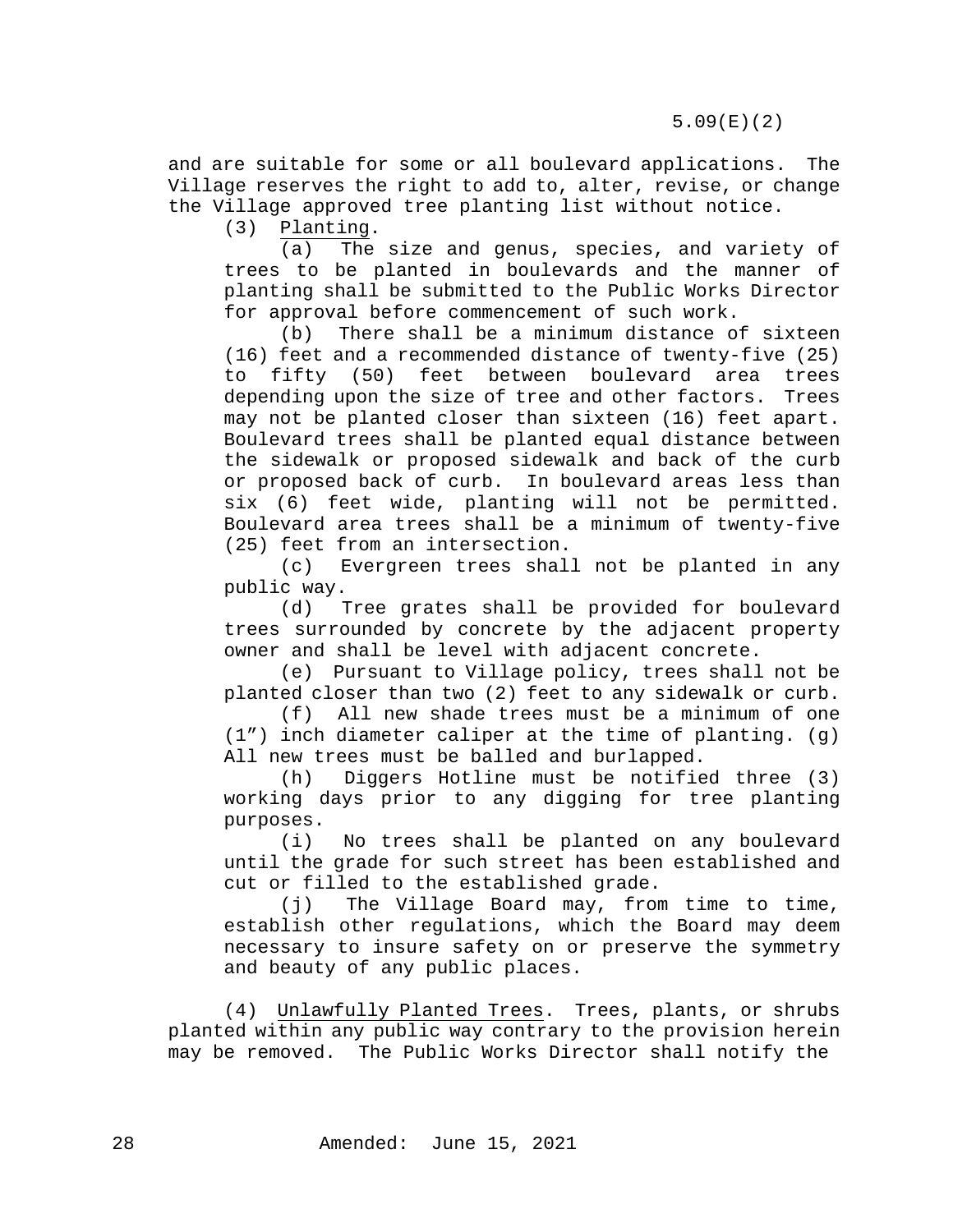and are suitable for some or all boulevard applications. The Village reserves the right to add to, alter, revise, or change the Village approved tree planting list without notice.

(3) Planting.

(a) The size and genus, species, and variety of trees to be planted in boulevards and the manner of planting shall be submitted to the Public Works Director for approval before commencement of such work.

(b) There shall be a minimum distance of sixteen (16) feet and a recommended distance of twenty-five (25) to fifty (50) feet between boulevard area trees depending upon the size of tree and other factors. Trees may not be planted closer than sixteen (16) feet apart. Boulevard trees shall be planted equal distance between the sidewalk or proposed sidewalk and back of the curb or proposed back of curb. In boulevard areas less than six (6) feet wide, planting will not be permitted. Boulevard area trees shall be a minimum of twenty-five (25) feet from an intersection.

(c) Evergreen trees shall not be planted in any public way.

(d) Tree grates shall be provided for boulevard trees surrounded by concrete by the adjacent property owner and shall be level with adjacent concrete.

(e) Pursuant to Village policy, trees shall not be planted closer than two (2) feet to any sidewalk or curb.

(f) All new shade trees must be a minimum of one (1”) inch diameter caliper at the time of planting. (g) All new trees must be balled and burlapped.

(h) Diggers Hotline must be notified three (3) working days prior to any digging for tree planting purposes.

(i) No trees shall be planted on any boulevard until the grade for such street has been established and cut or filled to the established grade.

(j) The Village Board may, from time to time, establish other regulations, which the Board may deem necessary to insure safety on or preserve the symmetry and beauty of any public places.

(4) Unlawfully Planted Trees. Trees, plants, or shrubs planted within any public way contrary to the provision herein may be removed. The Public Works Director shall notify the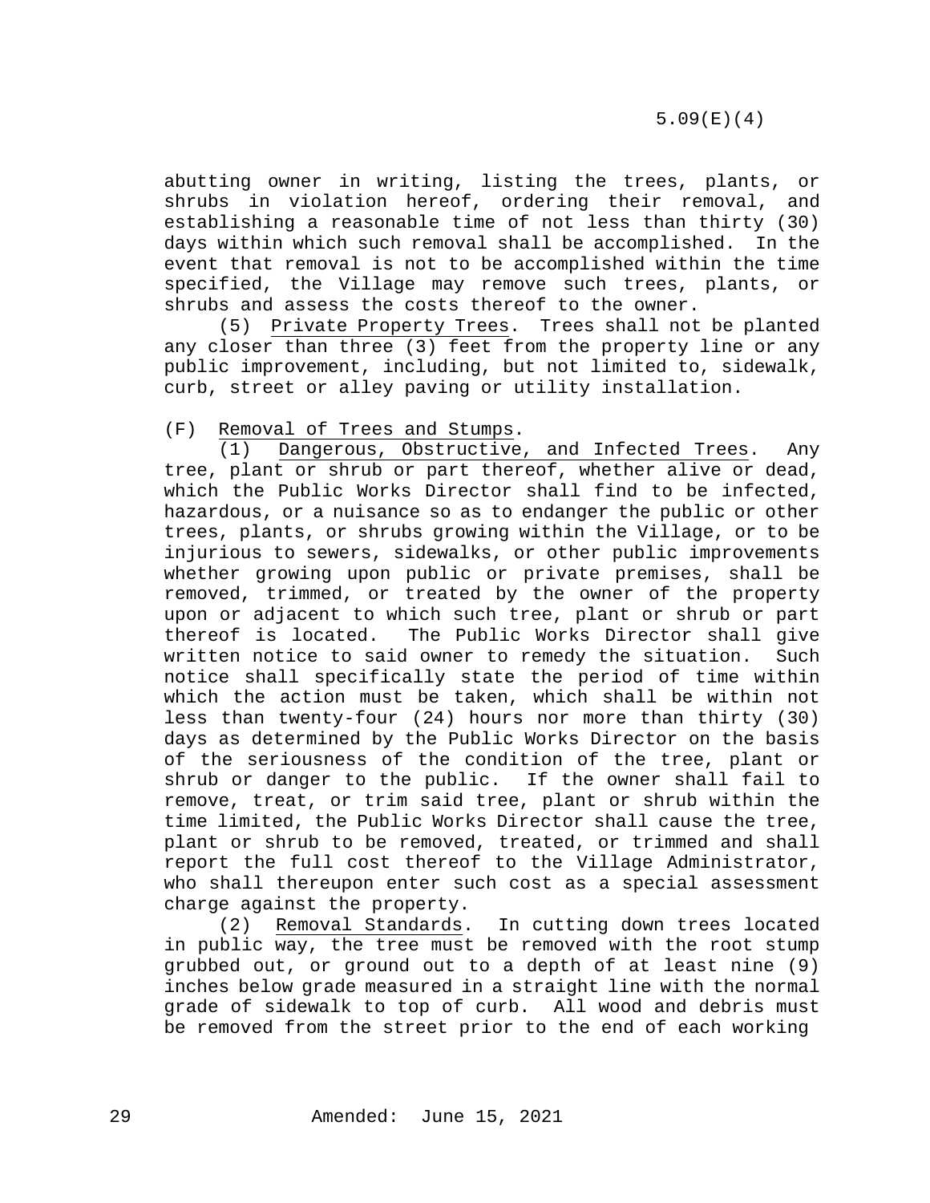abutting owner in writing, listing the trees, plants, or shrubs in violation hereof, ordering their removal, and establishing a reasonable time of not less than thirty (30) days within which such removal shall be accomplished. In the event that removal is not to be accomplished within the time specified, the Village may remove such trees, plants, or shrubs and assess the costs thereof to the owner.

(5) Private Property Trees. Trees shall not be planted any closer than three (3) feet from the property line or any public improvement, including, but not limited to, sidewalk, curb, street or alley paving or utility installation.

(F) Removal of Trees and Stumps.

(1) Dangerous, Obstructive, and Infected Trees. Any tree, plant or shrub or part thereof, whether alive or dead, which the Public Works Director shall find to be infected, hazardous, or a nuisance so as to endanger the public or other trees, plants, or shrubs growing within the Village, or to be injurious to sewers, sidewalks, or other public improvements whether growing upon public or private premises, shall be removed, trimmed, or treated by the owner of the property upon or adjacent to which such tree, plant or shrub or part thereof is located. The Public Works Director shall give written notice to said owner to remedy the situation. Such notice shall specifically state the period of time within which the action must be taken, which shall be within not less than twenty-four (24) hours nor more than thirty (30) days as determined by the Public Works Director on the basis of the seriousness of the condition of the tree, plant or shrub or danger to the public. If the owner shall fail to remove, treat, or trim said tree, plant or shrub within the time limited, the Public Works Director shall cause the tree, plant or shrub to be removed, treated, or trimmed and shall report the full cost thereof to the Village Administrator, who shall thereupon enter such cost as a special assessment charge against the property.

(2) Removal Standards. In cutting down trees located in public way, the tree must be removed with the root stump grubbed out, or ground out to a depth of at least nine (9) inches below grade measured in a straight line with the normal grade of sidewalk to top of curb. All wood and debris must be removed from the street prior to the end of each working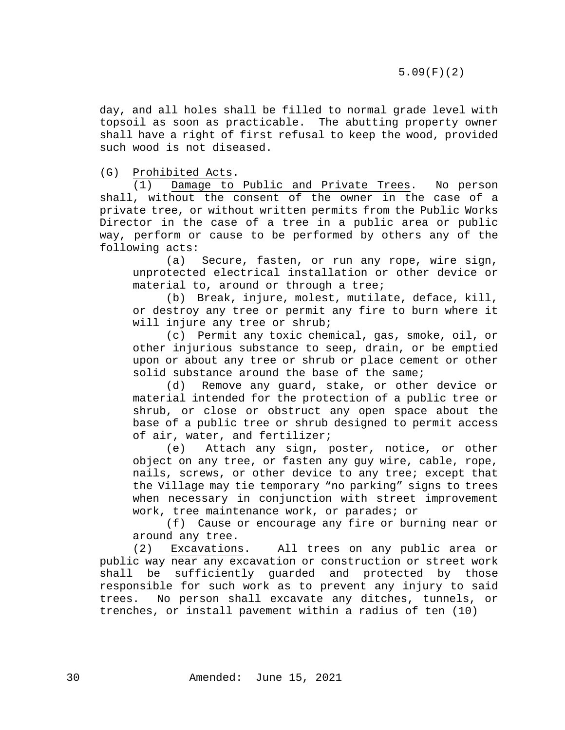day, and all holes shall be filled to normal grade level with topsoil as soon as practicable. The abutting property owner shall have a right of first refusal to keep the wood, provided such wood is not diseased.

(G) Prohibited Acts.

(1) Damage to Public and Private Trees. No person shall, without the consent of the owner in the case of a private tree, or without written permits from the Public Works Director in the case of a tree in a public area or public way, perform or cause to be performed by others any of the following acts:

(a) Secure, fasten, or run any rope, wire sign, unprotected electrical installation or other device or material to, around or through a tree;

(b) Break, injure, molest, mutilate, deface, kill, or destroy any tree or permit any fire to burn where it will injure any tree or shrub;

(c) Permit any toxic chemical, gas, smoke, oil, or other injurious substance to seep, drain, or be emptied upon or about any tree or shrub or place cement or other solid substance around the base of the same;

(d) Remove any guard, stake, or other device or material intended for the protection of a public tree or shrub, or close or obstruct any open space about the base of a public tree or shrub designed to permit access of air, water, and fertilizer;

(e) Attach any sign, poster, notice, or other object on any tree, or fasten any guy wire, cable, rope, nails, screws, or other device to any tree; except that the Village may tie temporary “no parking” signs to trees when necessary in conjunction with street improvement work, tree maintenance work, or parades; or

(f) Cause or encourage any fire or burning near or around any tree.

(2) Excavations. All trees on any public area or public way near any excavation or construction or street work shall be sufficiently guarded and protected by those responsible for such work as to prevent any injury to said trees. No person shall excavate any ditches, tunnels, or trenches, or install pavement within a radius of ten (10)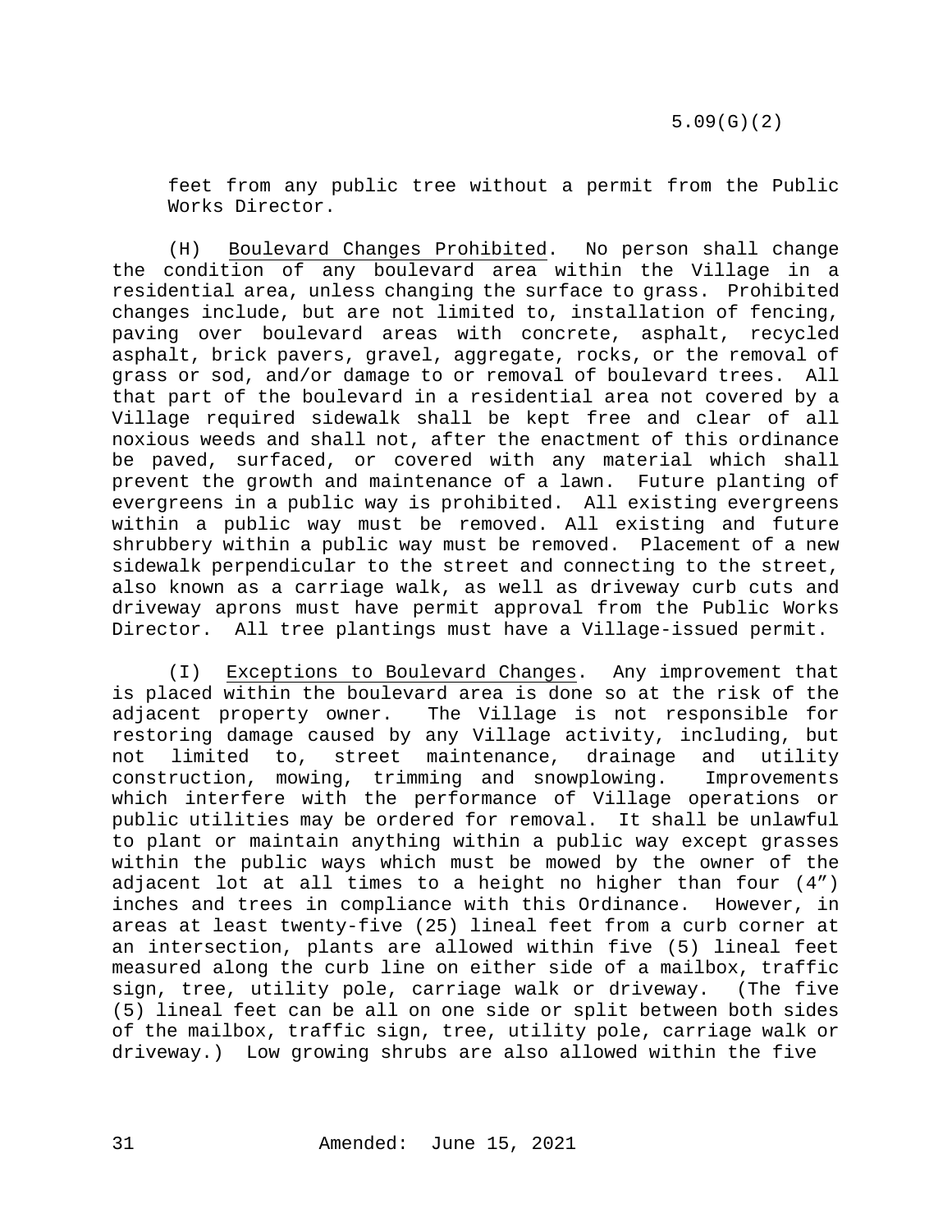feet from any public tree without a permit from the Public Works Director.

(H) Boulevard Changes Prohibited. No person shall change the condition of any boulevard area within the Village in a residential area, unless changing the surface to grass. Prohibited changes include, but are not limited to, installation of fencing, paving over boulevard areas with concrete, asphalt, recycled asphalt, brick pavers, gravel, aggregate, rocks, or the removal of grass or sod, and/or damage to or removal of boulevard trees. All that part of the boulevard in a residential area not covered by a Village required sidewalk shall be kept free and clear of all noxious weeds and shall not, after the enactment of this ordinance be paved, surfaced, or covered with any material which shall prevent the growth and maintenance of a lawn. Future planting of evergreens in a public way is prohibited. All existing evergreens within a public way must be removed. All existing and future shrubbery within a public way must be removed. Placement of a new sidewalk perpendicular to the street and connecting to the street, also known as a carriage walk, as well as driveway curb cuts and driveway aprons must have permit approval from the Public Works Director. All tree plantings must have a Village-issued permit.

(I) Exceptions to Boulevard Changes. Any improvement that is placed within the boulevard area is done so at the risk of the adjacent property owner. The Village is not responsible for restoring damage caused by any Village activity, including, but not limited to, street maintenance, drainage and utility construction, mowing, trimming and snowplowing. Improvements which interfere with the performance of Village operations or public utilities may be ordered for removal. It shall be unlawful to plant or maintain anything within a public way except grasses within the public ways which must be mowed by the owner of the adjacent lot at all times to a height no higher than four (4") inches and trees in compliance with this Ordinance. However, in areas at least twenty-five (25) lineal feet from a curb corner at an intersection, plants are allowed within five (5) lineal feet measured along the curb line on either side of a mailbox, traffic sign, tree, utility pole, carriage walk or driveway. (The five (5) lineal feet can be all on one side or split between both sides of the mailbox, traffic sign, tree, utility pole, carriage walk or driveway.) Low growing shrubs are also allowed within the five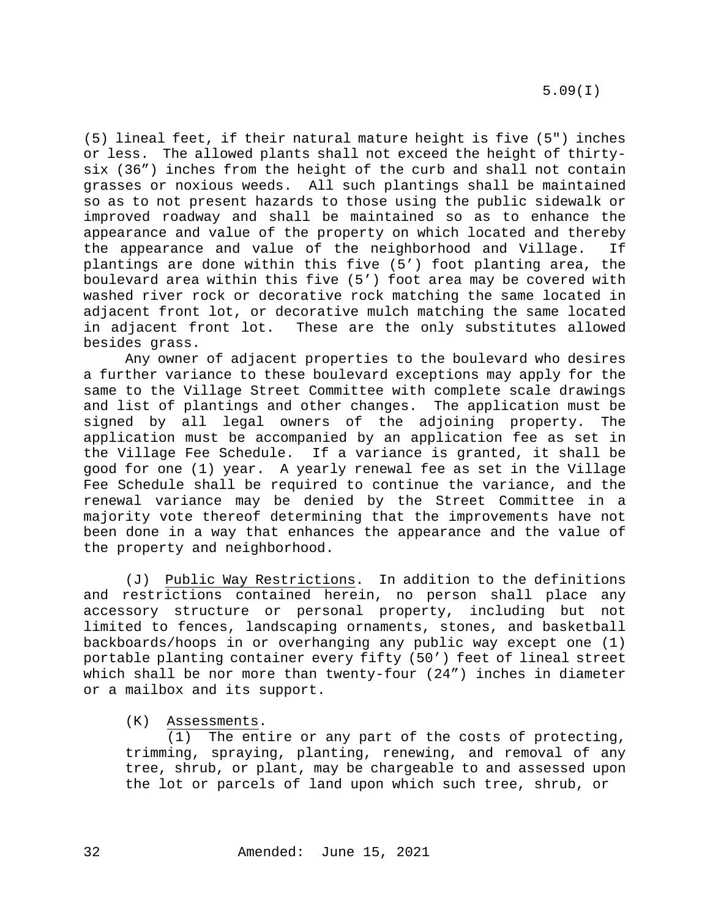(5) lineal feet, if their natural mature height is five (5") inches or less. The allowed plants shall not exceed the height of thirty-six (36") inches from the height of the curb and shall not contain grasses or noxious weeds. All such plantings shall be maintained so as to not present hazards to those using the public sidewalk or improved roadway and shall be maintained so as to enhance the appearance and value of the property on which located and thereby the appearance and value of the neighborhood and Village. If plantings are done within this five (5') foot planting area, the boulevard area within this five (5') foot area may be covered with washed river rock or decorative rock matching the same located in adjacent front lot, or decorative mulch matching the same located in adjacent front lot. These are the only substitutes allowed besides grass.

Any owner of adjacent properties to the boulevard who desires a further variance to these boulevard exceptions may apply for the same to the Village Street Committee with complete scale drawings and list of plantings and other changes. The application must be signed by all legal owners of the adjoining property. The application must be accompanied by an application fee as set in the Village Fee Schedule. If a variance is granted, it shall be good for one (1) year. A yearly renewal fee as set in the Village Fee Schedule shall be required to continue the variance, and the renewal variance may be denied by the Street Committee in a majority vote thereof determining that the improvements have not been done in a way that enhances the appearance and the value of the property and neighborhood.

(J) Public Way Restrictions. In addition to the definitions and restrictions contained herein, no person shall place any accessory structure or personal property, including but not limited to fences, landscaping ornaments, stones, and basketball backboards/hoops in or overhanging any public way except one (1) portable planting container every fifty (50') feet of lineal street which shall be nor more than twenty-four (24") inches in diameter or a mailbox and its support.

(K) Assessments.

(1) The entire or any part of the costs of protecting, trimming, spraying, planting, renewing, and removal of any tree, shrub, or plant, may be chargeable to and assessed upon the lot or parcels of land upon which such tree, shrub, or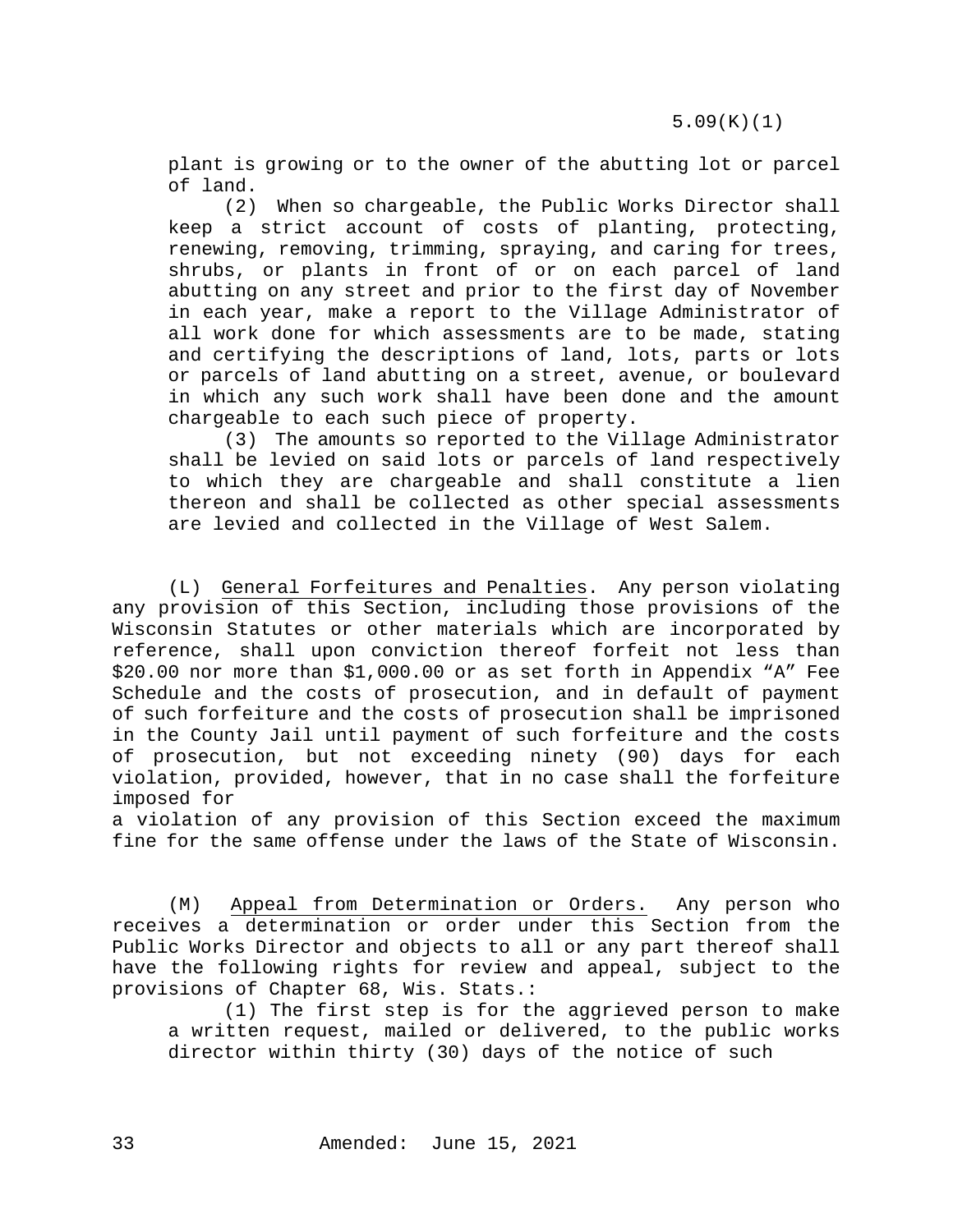plant is growing or to the owner of the abutting lot or parcel of land.

(2) When so chargeable, the Public Works Director shall keep a strict account of costs of planting, protecting, renewing, removing, trimming, spraying, and caring for trees, shrubs, or plants in front of or on each parcel of land abutting on any street and prior to the first day of November in each year, make a report to the Village Administrator of all work done for which assessments are to be made, stating and certifying the descriptions of land, lots, parts or lots or parcels of land abutting on a street, avenue, or boulevard in which any such work shall have been done and the amount chargeable to each such piece of property.

(3) The amounts so reported to the Village Administrator shall be levied on said lots or parcels of land respectively to which they are chargeable and shall constitute a lien thereon and shall be collected as other special assessments are levied and collected in the Village of West Salem.

(L) General Forfeitures and Penalties. Any person violating any provision of this Section, including those provisions of the Wisconsin Statutes or other materials which are incorporated by reference, shall upon conviction thereof forfeit not less than $20.00 nor more than $1,000.00 or as set forth in Appendix "A" Fee Schedule and the costs of prosecution, and in default of payment of such forfeiture and the costs of prosecution shall be imprisoned in the County Jail until payment of such forfeiture and the costs of prosecution, but not exceeding ninety (90) days for each violation, provided, however, that in no case shall the forfeiture imposed for a violation of any provision of this Section exceed the maximum fine for the same offense under the laws of the State of Wisconsin.

(M) Appeal from Determination or Orders. Any person who receives a determination or order under this Section from the Public Works Director and objects to all or any part thereof shall have the following rights for review and appeal, subject to the provisions of Chapter 68, Wis. Stats.:

(1) The first step is for the aggrieved person to make a written request, mailed or delivered, to the public works director within thirty (30) days of the notice of such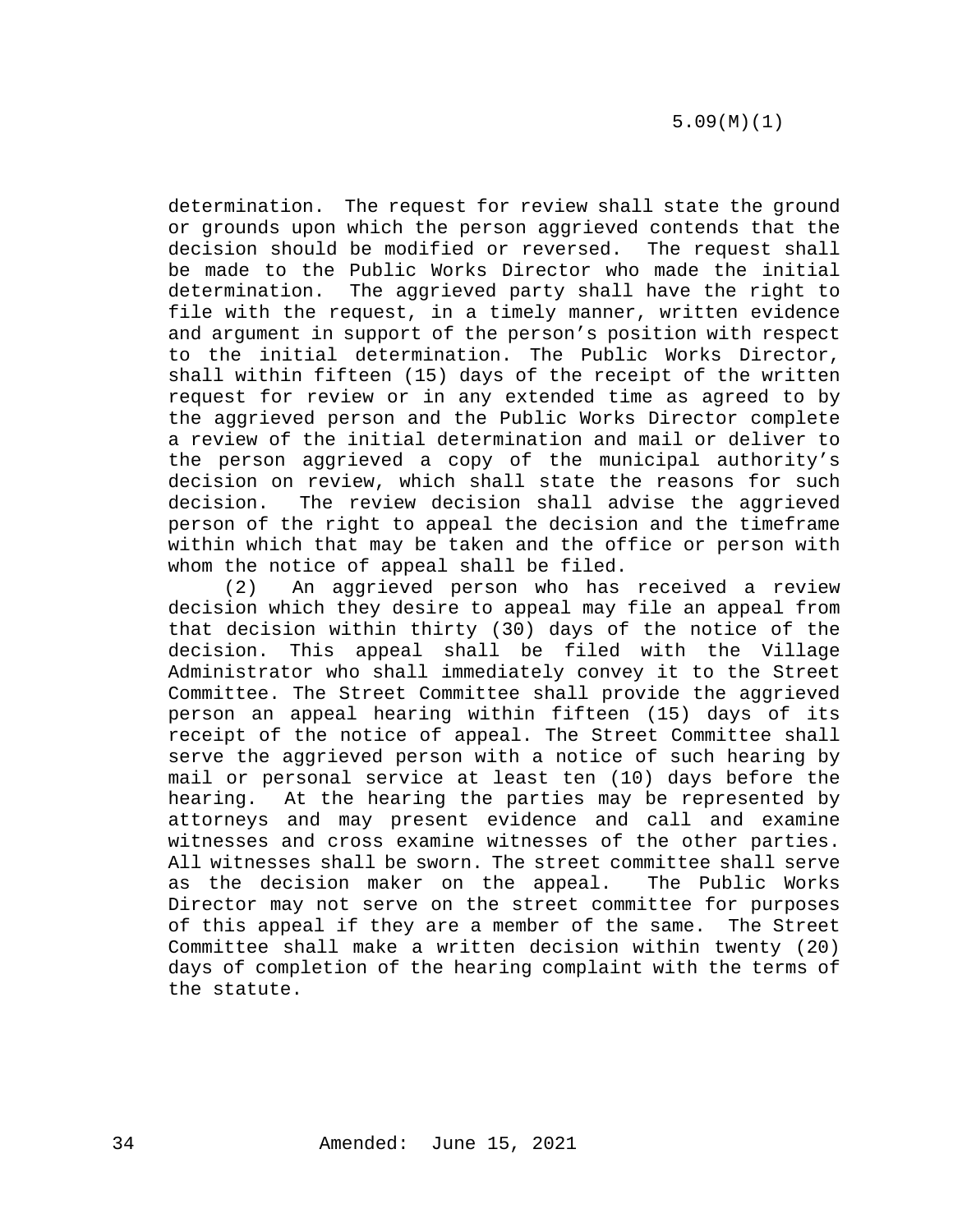determination. The request for review shall state the ground or grounds upon which the person aggrieved contends that the decision should be modified or reversed. The request shall be made to the Public Works Director who made the initial determination. The aggrieved party shall have the right to file with the request, in a timely manner, written evidence and argument in support of the person's position with respect to the initial determination. The Public Works Director, shall within fifteen (15) days of the receipt of the written request for review or in any extended time as agreed to by the aggrieved person and the Public Works Director complete a review of the initial determination and mail or deliver to the person aggrieved a copy of the municipal authority's decision on review, which shall state the reasons for such decision. The review decision shall advise the aggrieved person of the right to appeal the decision and the timeframe within which that may be taken and the office or person with whom the notice of appeal shall be filed.

(2) An aggrieved person who has received a review decision which they desire to appeal may file an appeal from that decision within thirty (30) days of the notice of the decision. This appeal shall be filed with the Village Administrator who shall immediately convey it to the Street Committee. The Street Committee shall provide the aggrieved person an appeal hearing within fifteen (15) days of its receipt of the notice of appeal. The Street Committee shall serve the aggrieved person with a notice of such hearing by mail or personal service at least ten (10) days before the hearing. At the hearing the parties may be represented by attorneys and may present evidence and call and examine witnesses and cross examine witnesses of the other parties. All witnesses shall be sworn. The street committee shall serve as the decision maker on the appeal. The Public Works Director may not serve on the street committee for purposes of this appeal if they are a member of the same. The Street Committee shall make a written decision within twenty (20) days of completion of the hearing complaint with the terms of the statute.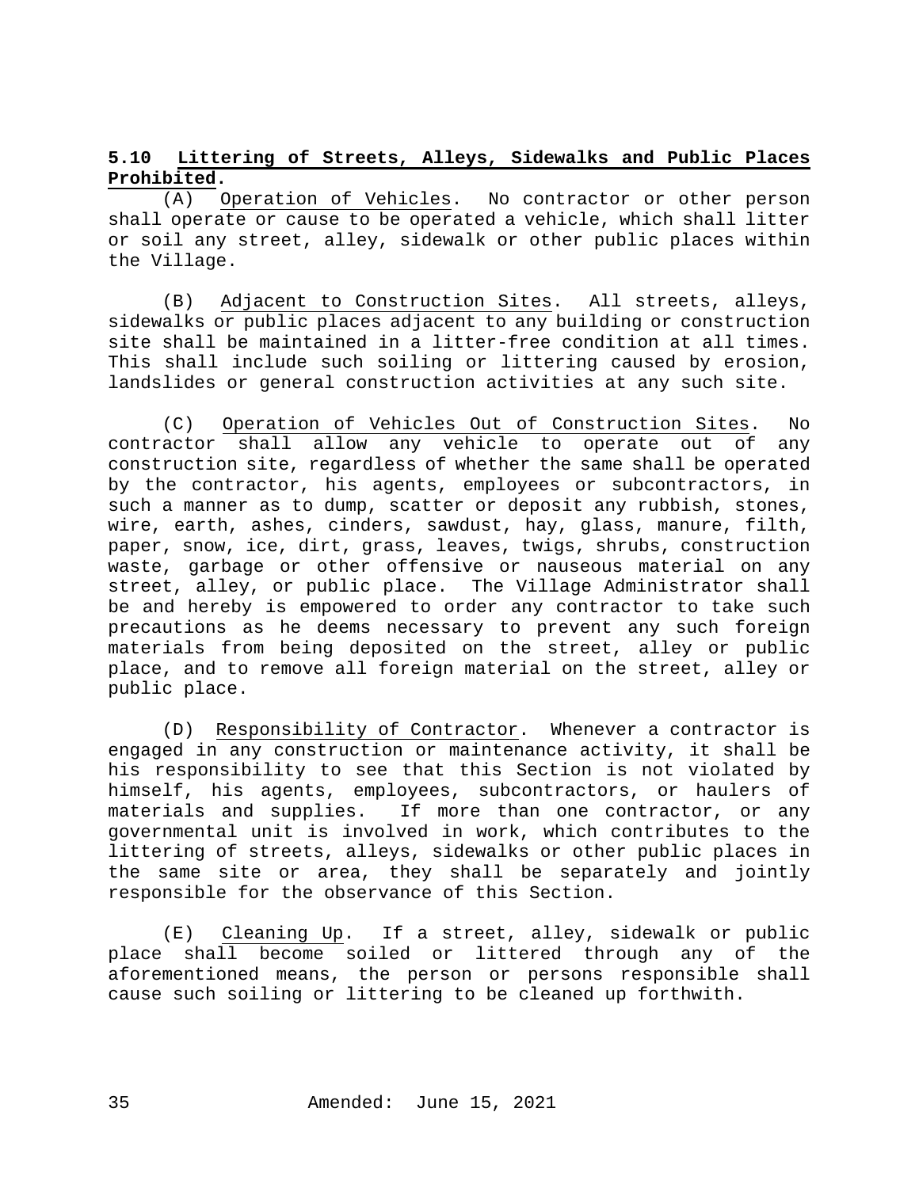**5.10 Littering of Streets, Alleys, Sidewalks and Public Places Prohibited.**

(A) Operation of Vehicles. No contractor or other person shall operate or cause to be operated a vehicle, which shall litter or soil any street, alley, sidewalk or other public places within the Village.

(B) Adjacent to Construction Sites. All streets, alleys, sidewalks or public places adjacent to any building or construction site shall be maintained in a litter-free condition at all times. This shall include such soiling or littering caused by erosion, landslides or general construction activities at any such site.

(C) Operation of Vehicles Out of Construction Sites. No contractor shall allow any vehicle to operate out of any construction site, regardless of whether the same shall be operated by the contractor, his agents, employees or subcontractors, in such a manner as to dump, scatter or deposit any rubbish, stones, wire, earth, ashes, cinders, sawdust, hay, glass, manure, filth, paper, snow, ice, dirt, grass, leaves, twigs, shrubs, construction waste, garbage or other offensive or nauseous material on any street, alley, or public place. The Village Administrator shall be and hereby is empowered to order any contractor to take such precautions as he deems necessary to prevent any such foreign materials from being deposited on the street, alley or public place, and to remove all foreign material on the street, alley or public place.

(D) Responsibility of Contractor. Whenever a contractor is engaged in any construction or maintenance activity, it shall be his responsibility to see that this Section is not violated by himself, his agents, employees, subcontractors, or haulers of materials and supplies. If more than one contractor, or any governmental unit is involved in work, which contributes to the littering of streets, alleys, sidewalks or other public places in the same site or area, they shall be separately and jointly responsible for the observance of this Section.

(E) Cleaning Up. If a street, alley, sidewalk or public place shall become soiled or littered through any of the aforementioned means, the person or persons responsible shall cause such soiling or littering to be cleaned up forthwith.

Amended: June 15, 2021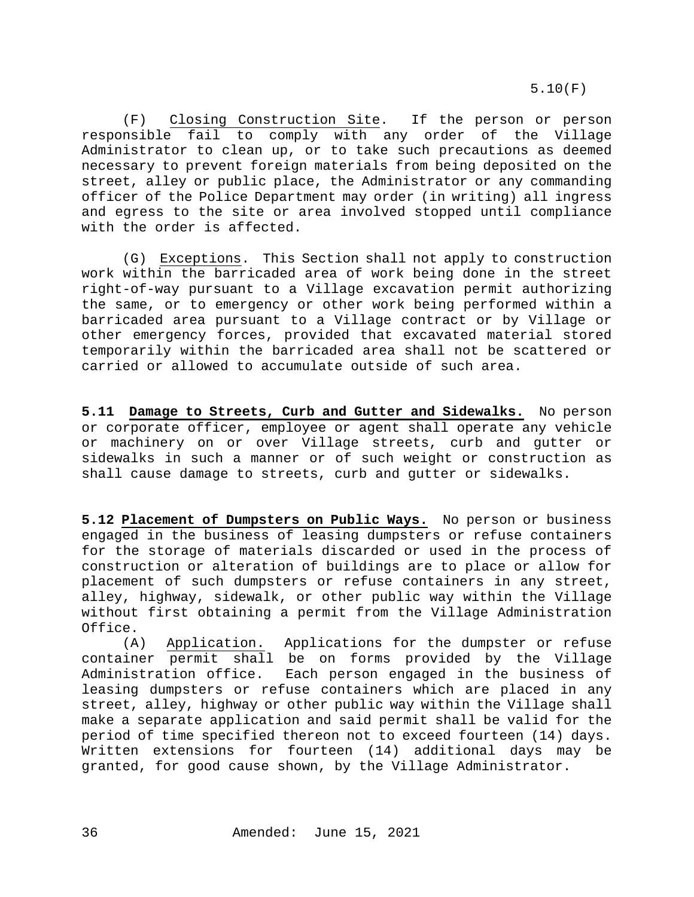(F) Closing Construction Site. If the person or person responsible fail to comply with any order of the Village Administrator to clean up, or to take such precautions as deemed necessary to prevent foreign materials from being deposited on the street, alley or public place, the Administrator or any commanding officer of the Police Department may order (in writing) all ingress and egress to the site or area involved stopped until compliance with the order is affected.

(G) Exceptions. This Section shall not apply to construction work within the barricaded area of work being done in the street right-of-way pursuant to a Village excavation permit authorizing the same, or to emergency or other work being performed within a barricaded area pursuant to a Village contract or by Village or other emergency forces, provided that excavated material stored temporarily within the barricaded area shall not be scattered or carried or allowed to accumulate outside of such area.

**5.11 Damage to Streets, Curb and Gutter and Sidewalks.** No person or corporate officer, employee or agent shall operate any vehicle or machinery on or over Village streets, curb and gutter or sidewalks in such a manner or of such weight or construction as shall cause damage to streets, curb and gutter or sidewalks.

**5.12 Placement of Dumpsters on Public Ways.** No person or business engaged in the business of leasing dumpsters or refuse containers for the storage of materials discarded or used in the process of construction or alteration of buildings are to place or allow for placement of such dumpsters or refuse containers in any street, alley, highway, sidewalk, or other public way within the Village without first obtaining a permit from the Village Administration Office.

(A) Application. Applications for the dumpster or refuse container permit shall be on forms provided by the Village Administration office. Each person engaged in the business of leasing dumpsters or refuse containers which are placed in any street, alley, highway or other public way within the Village shall make a separate application and said permit shall be valid for the period of time specified thereon not to exceed fourteen (14) days. Written extensions for fourteen (14) additional days may be granted, for good cause shown, by the Village Administrator.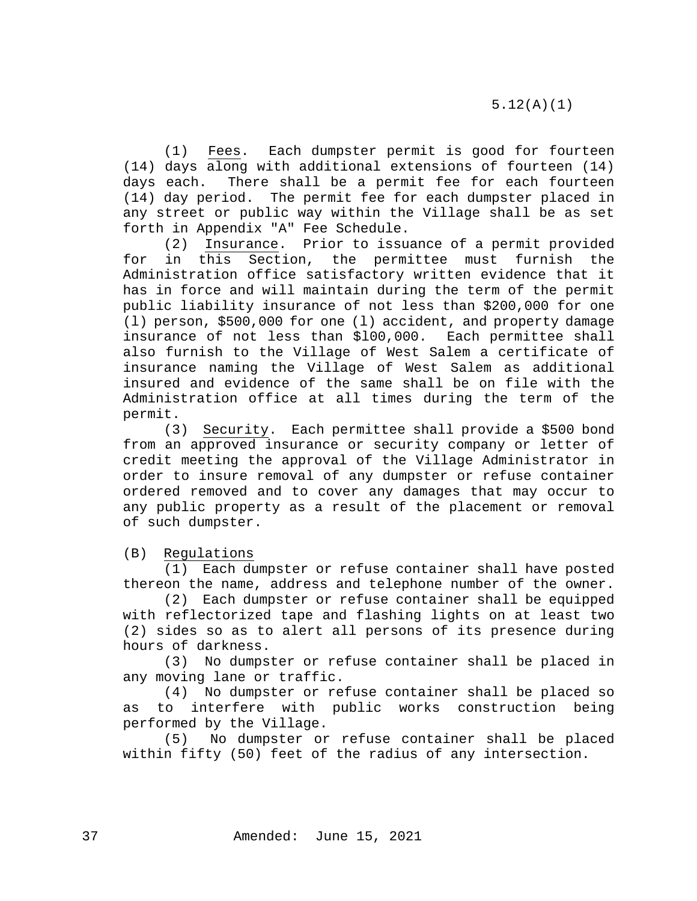(1) Fees. Each dumpster permit is good for fourteen (14) days along with additional extensions of fourteen (14) days each. There shall be a permit fee for each fourteen (14) day period. The permit fee for each dumpster placed in any street or public way within the Village shall be as set forth in Appendix "A" Fee Schedule.

(2) Insurance. Prior to issuance of a permit provided for in this Section, the permittee must furnish the Administration office satisfactory written evidence that it has in force and will maintain during the term of the permit public liability insurance of not less than $200,000 for one (l) person, $500,000 for one (l) accident, and property damage insurance of not less than $l00,000. Each permittee shall also furnish to the Village of West Salem a certificate of insurance naming the Village of West Salem as additional insured and evidence of the same shall be on file with the Administration office at all times during the term of the permit.

(3) Security. Each permittee shall provide a $500 bond from an approved insurance or security company or letter of credit meeting the approval of the Village Administrator in order to insure removal of any dumpster or refuse container ordered removed and to cover any damages that may occur to any public property as a result of the placement or removal of such dumpster.

(B) Regulations

(1) Each dumpster or refuse container shall have posted thereon the name, address and telephone number of the owner.

(2) Each dumpster or refuse container shall be equipped with reflectorized tape and flashing lights on at least two (2) sides so as to alert all persons of its presence during hours of darkness.

(3) No dumpster or refuse container shall be placed in any moving lane or traffic.

(4) No dumpster or refuse container shall be placed so as to interfere with public works construction being performed by the Village.

(5) No dumpster or refuse container shall be placed within fifty (50) feet of the radius of any intersection.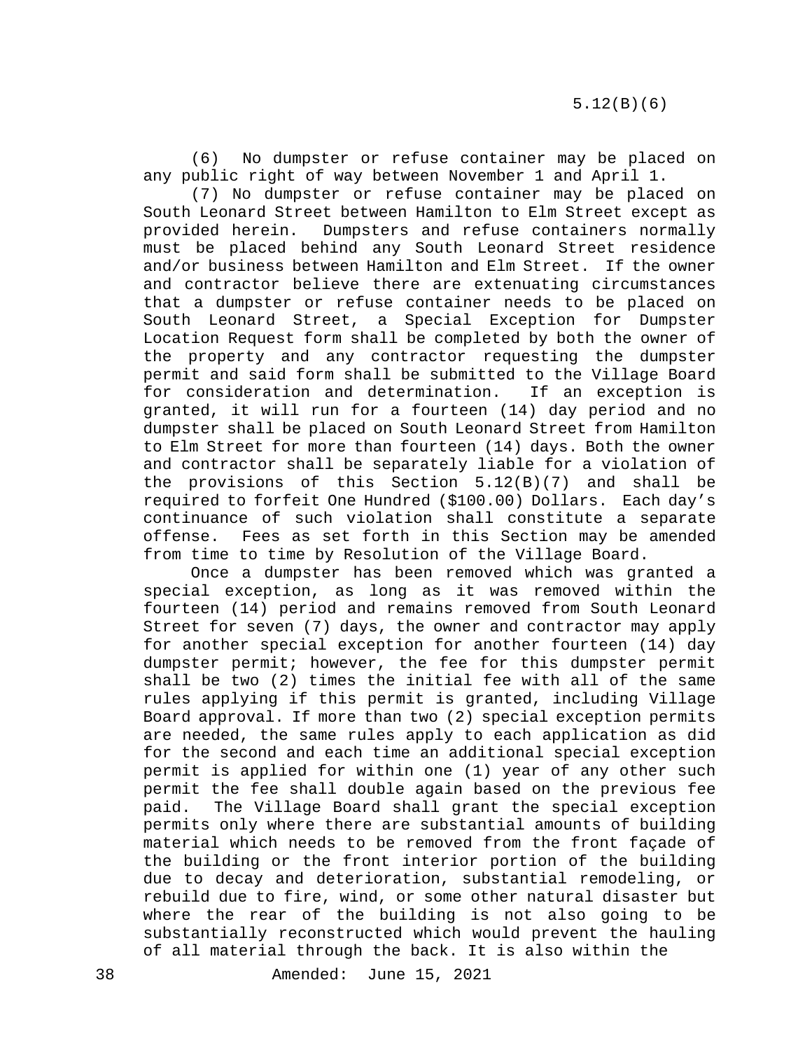(6) No dumpster or refuse container may be placed on any public right of way between November 1 and April 1.

(7) No dumpster or refuse container may be placed on South Leonard Street between Hamilton to Elm Street except as provided herein. Dumpsters and refuse containers normally must be placed behind any South Leonard Street residence and/or business between Hamilton and Elm Street. If the owner and contractor believe there are extenuating circumstances that a dumpster or refuse container needs to be placed on South Leonard Street, a Special Exception for Dumpster Location Request form shall be completed by both the owner of the property and any contractor requesting the dumpster permit and said form shall be submitted to the Village Board for consideration and determination. If an exception is granted, it will run for a fourteen (14) day period and no dumpster shall be placed on South Leonard Street from Hamilton to Elm Street for more than fourteen (14) days. Both the owner and contractor shall be separately liable for a violation of the provisions of this Section 5.12(B)(7) and shall be required to forfeit One Hundred ($100.00) Dollars. Each day's continuance of such violation shall constitute a separate offense. Fees as set forth in this Section may be amended from time to time by Resolution of the Village Board.

Once a dumpster has been removed which was granted a special exception, as long as it was removed within the fourteen (14) period and remains removed from South Leonard Street for seven (7) days, the owner and contractor may apply for another special exception for another fourteen (14) day dumpster permit; however, the fee for this dumpster permit shall be two (2) times the initial fee with all of the same rules applying if this permit is granted, including Village Board approval. If more than two (2) special exception permits are needed, the same rules apply to each application as did for the second and each time an additional special exception permit is applied for within one (1) year of any other such permit the fee shall double again based on the previous fee paid. The Village Board shall grant the special exception permits only where there are substantial amounts of building material which needs to be removed from the front façade of the building or the front interior portion of the building due to decay and deterioration, substantial remodeling, or rebuild due to fire, wind, or some other natural disaster but where the rear of the building is not also going to be substantially reconstructed which would prevent the hauling of all material through the back. It is also within the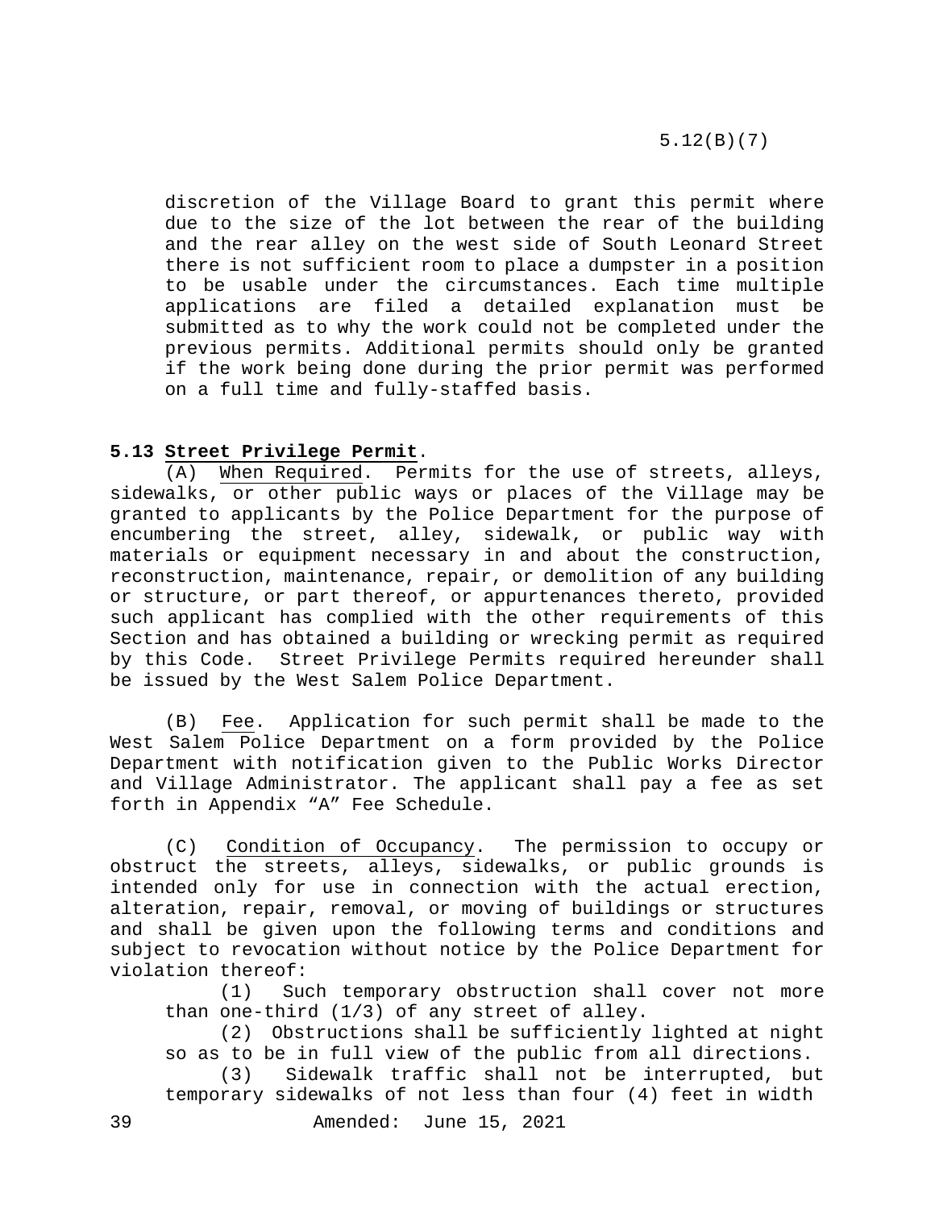discretion of the Village Board to grant this permit where due to the size of the lot between the rear of the building and the rear alley on the west side of South Leonard Street there is not sufficient room to place a dumpster in a position to be usable under the circumstances. Each time multiple applications are filed a detailed explanation must be submitted as to why the work could not be completed under the previous permits. Additional permits should only be granted if the work being done during the prior permit was performed on a full time and fully-staffed basis.

**5.13 Street Privilege Permit**.

(A) When Required. Permits for the use of streets, alleys, sidewalks, or other public ways or places of the Village may be granted to applicants by the Police Department for the purpose of encumbering the street, alley, sidewalk, or public way with materials or equipment necessary in and about the construction, reconstruction, maintenance, repair, or demolition of any building or structure, or part thereof, or appurtenances thereto, provided such applicant has complied with the other requirements of this Section and has obtained a building or wrecking permit as required by this Code. Street Privilege Permits required hereunder shall be issued by the West Salem Police Department.

(B) Fee. Application for such permit shall be made to the West Salem Police Department on a form provided by the Police Department with notification given to the Public Works Director and Village Administrator. The applicant shall pay a fee as set forth in Appendix "A" Fee Schedule.

(C) Condition of Occupancy. The permission to occupy or obstruct the streets, alleys, sidewalks, or public grounds is intended only for use in connection with the actual erection, alteration, repair, removal, or moving of buildings or structures and shall be given upon the following terms and conditions and subject to revocation without notice by the Police Department for violation thereof:

(1) Such temporary obstruction shall cover not more than one-third (1/3) of any street of alley.

(2) Obstructions shall be sufficiently lighted at night so as to be in full view of the public from all directions.

(3) Sidewalk traffic shall not be interrupted, but temporary sidewalks of not less than four (4) feet in width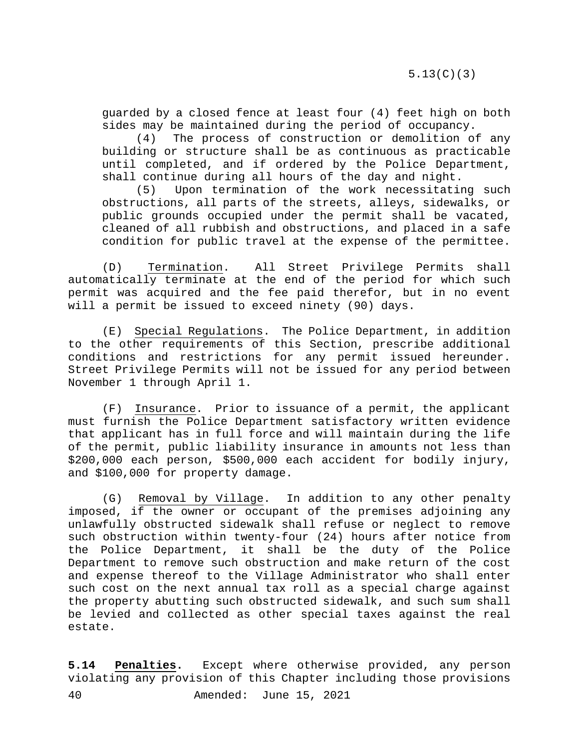guarded by a closed fence at least four (4) feet high on both sides may be maintained during the period of occupancy.

(4) The process of construction or demolition of any building or structure shall be as continuous as practicable until completed, and if ordered by the Police Department, shall continue during all hours of the day and night.

(5) Upon termination of the work necessitating such obstructions, all parts of the streets, alleys, sidewalks, or public grounds occupied under the permit shall be vacated, cleaned of all rubbish and obstructions, and placed in a safe condition for public travel at the expense of the permittee.

(D) Termination. All Street Privilege Permits shall automatically terminate at the end of the period for which such permit was acquired and the fee paid therefor, but in no event will a permit be issued to exceed ninety (90) days.

(E) Special Regulations. The Police Department, in addition to the other requirements of this Section, prescribe additional conditions and restrictions for any permit issued hereunder. Street Privilege Permits will not be issued for any period between November 1 through April 1.

(F) Insurance. Prior to issuance of a permit, the applicant must furnish the Police Department satisfactory written evidence that applicant has in full force and will maintain during the life of the permit, public liability insurance in amounts not less than $200,000 each person, $500,000 each accident for bodily injury, and $100,000 for property damage.

(G) Removal by Village. In addition to any other penalty imposed, if the owner or occupant of the premises adjoining any unlawfully obstructed sidewalk shall refuse or neglect to remove such obstruction within twenty-four (24) hours after notice from the Police Department, it shall be the duty of the Police Department to remove such obstruction and make return of the cost and expense thereof to the Village Administrator who shall enter such cost on the next annual tax roll as a special charge against the property abutting such obstructed sidewalk, and such sum shall be levied and collected as other special taxes against the real estate.

**5.14 Penalties.** Except where otherwise provided, any person violating any provision of this Chapter including those provisions

Amended: June 15, 2021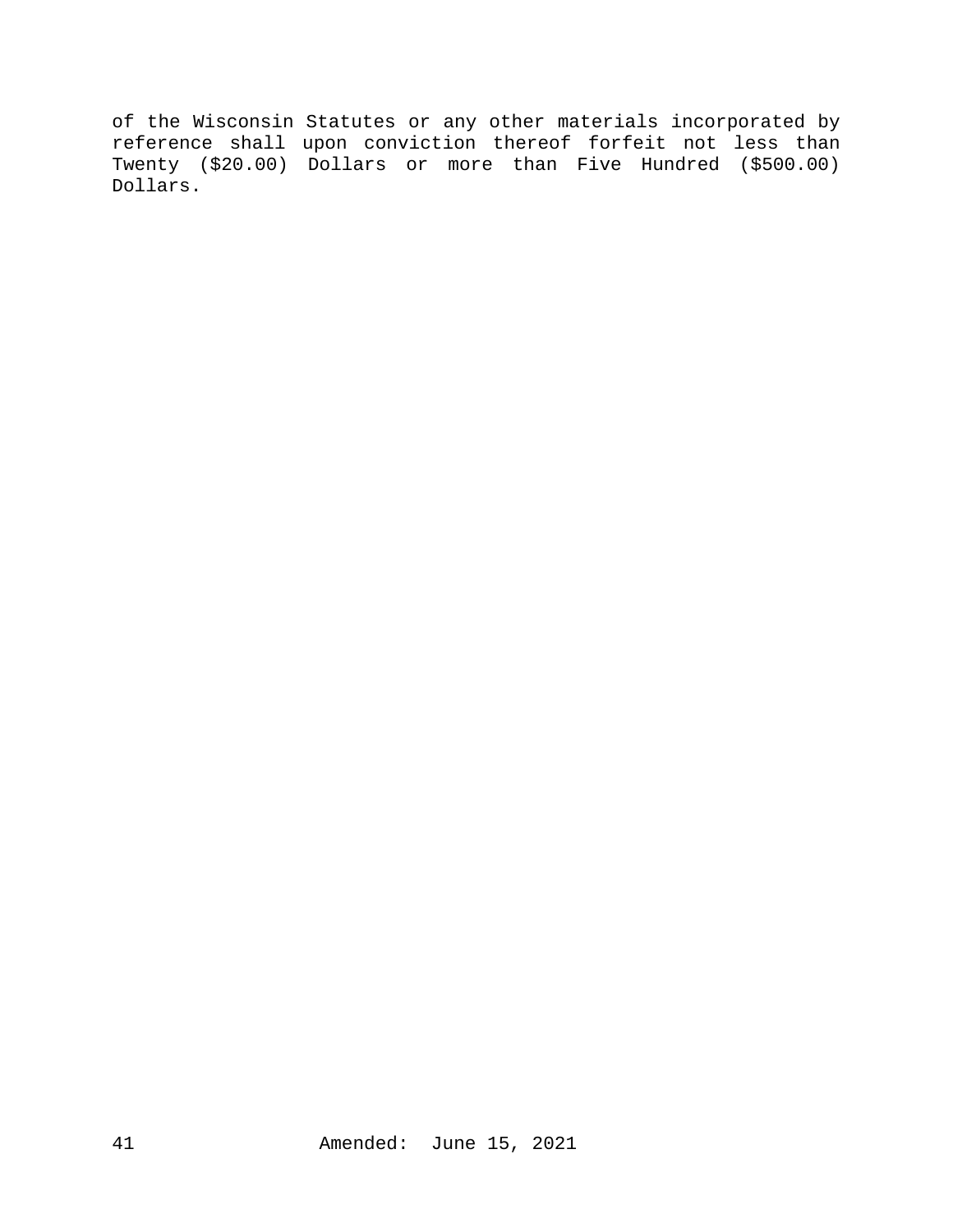of the Wisconsin Statutes or any other materials incorporated by reference shall upon conviction thereof forfeit not less than Twenty ($20.00) Dollars or more than Five Hundred ($500.00) Dollars.